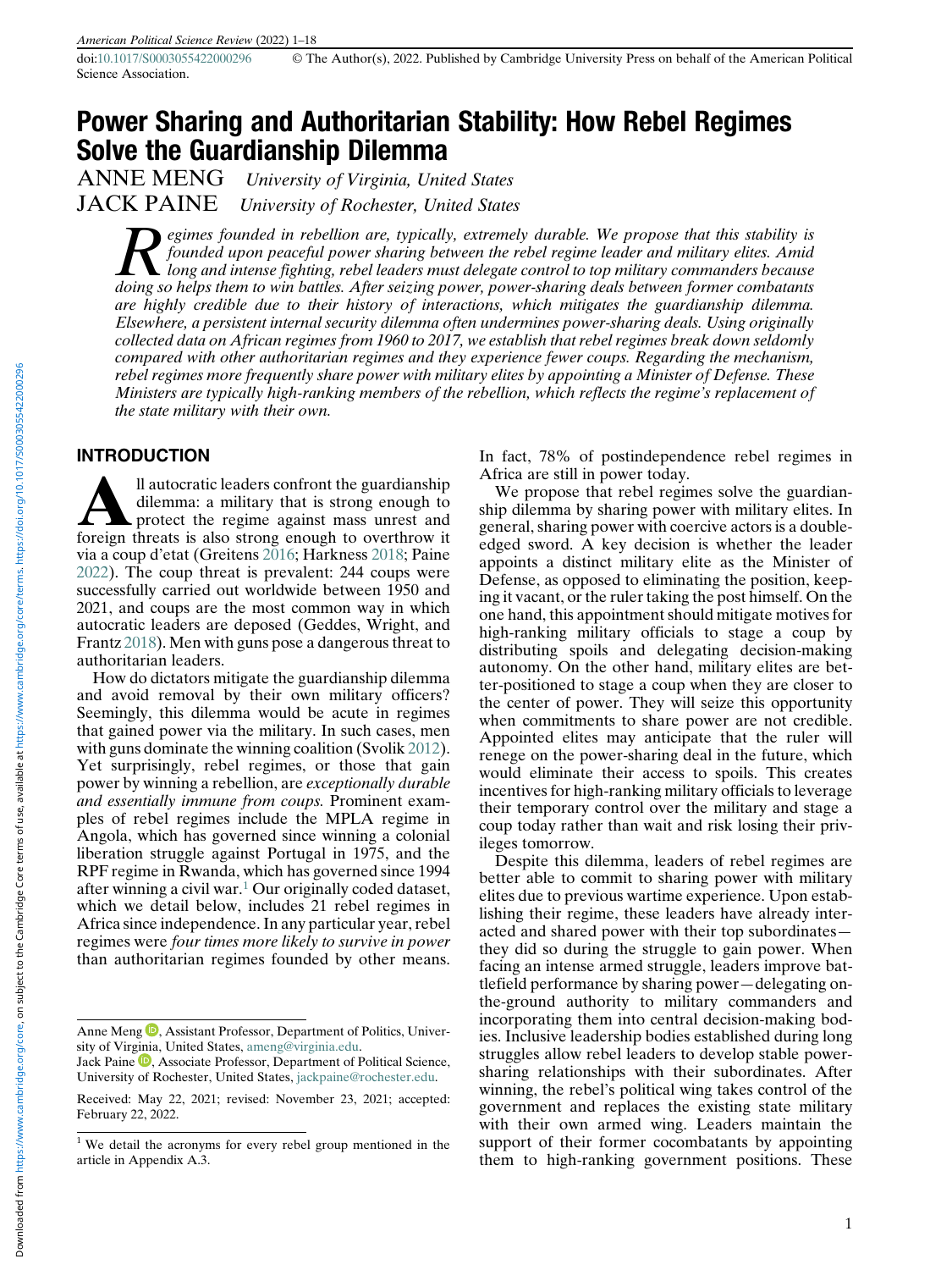# Power Sharing and Authoritarian Stability: How Rebel Regimes Solve the Guardianship Dilemma

ANNE MENG *University of Virginia, United States*

JACK PAINE *University of Rochester, United States*

*Regimes founded in rebellion are, typically, extremely durable. We propose that this stability is founded upon peaceful power sharing between the rebel regime leader and military elites. Amid long and intense fighting, rebel leaders must delegate control to top military commanders because doing so helps them to win battles. After seizing power, power-sharing deals between former combatants are highly credible due to their history of interactions, which mitigates the guardianship dilemma. Elsewhere, a persistent internal security dilemma often undermines power-sharing deals. Using originally collected data on African regimes from 1960 to 2017, we establish that rebel regimes break down seldomly compared with other authoritarian regimes and they experience fewer coups. Regarding the mechanism, rebel regimes more frequently share power with military elites by appointing a Minister of Defense. These Ministers are typically high-ranking members of the rebellion, which reflects the regime's replacement of the state military with their own.*

## INTRODUCTION

All autocratic leaders confront the guardianship dilemma: a military that is strong enough to protect the regime against mass unrest and foreign threats is also strong enough to overthrow it via a coup d'etat (Greitens 2016; Harkness 2018; Paine 2022). The coup threat is prevalent: 244 coups were successfully carried out worldwide between 1950 and 2021, and coups are the most common way in which autocratic leaders are deposed (Geddes, Wright, and Frantz 2018). Men with guns pose a dangerous threat to authoritarian leaders.

How do dictators mitigate the guardianship dilemma and avoid removal by their own military officers? Seemingly, this dilemma would be acute in regimes that gained power via the military. In such cases, men with guns dominate the winning coalition (Svolik 2012). Yet surprisingly, rebel regimes, or those that gain power by winning a rebellion, are *exceptionally durable and essentially immune from coups.* Prominent examples of rebel regimes include the MPLA regime in Angola, which has governed since winning a colonial liberation struggle against Portugal in 1975, and the RPF regime in Rwanda, which has governed since 1994 after winning a civil war.[1] Our originally coded dataset, which we detail below, includes 21 rebel regimes in Africa since independence. In any particular year, rebel regimes were *four times more likely to survive in power* than authoritarian regimes founded by other means. In fact, 78% of postindependence rebel regimes in Africa are still in power today.

We propose that rebel regimes solve the guardianship dilemma by sharing power with military elites. In general, sharing power with coercive actors is a double-edged sword. A key decision is whether the leader appoints a distinct military elite as the Minister of Defense, as opposed to eliminating the position, keeping it vacant, or the ruler taking the post himself. On the one hand, this appointment should mitigate motives for high-ranking military officials to stage a coup by distributing spoils and delegating decision-making autonomy. On the other hand, military elites are better-positioned to stage a coup when they are closer to the center of power. They will seize this opportunity when commitments to share power are not credible. Appointed elites may anticipate that the ruler will renege on the power-sharing deal in the future, which would eliminate their access to spoils. This creates incentives for high-ranking military officials to leverage their temporary control over the military and stage a coup today rather than wait and risk losing their privileges tomorrow.

Despite this dilemma, leaders of rebel regimes are better able to commit to sharing power with military elites due to previous wartime experience. Upon establishing their regime, these leaders have already interacted and shared power with their top subordinates—they did so during the struggle to gain power. When facing an intense armed struggle, leaders improve battlefield performance by sharing power—delegating on-the-ground authority to military commanders and incorporating them into central decision-making bodies. Inclusive leadership bodies established during long struggles allow rebel leaders to develop stable power-sharing relationships with their subordinates. After winning, the rebel's political wing takes control of the government and replaces the existing state military with their own armed wing. Leaders maintain the support of their former cocombatants by appointing them to high-ranking government positions. These

---

Anne Meng, Assistant Professor, Department of Politics, University of Virginia, United States, ameng@virginia.edu.

Jack Paine, Associate Professor, Department of Political Science, University of Rochester, United States, jackpaine@rochester.edu.

Received: May 22, 2021; revised: November 23, 2021; accepted: February 22, 2022.

[1] We detail the acronyms for every rebel group mentioned in the article in Appendix A.3.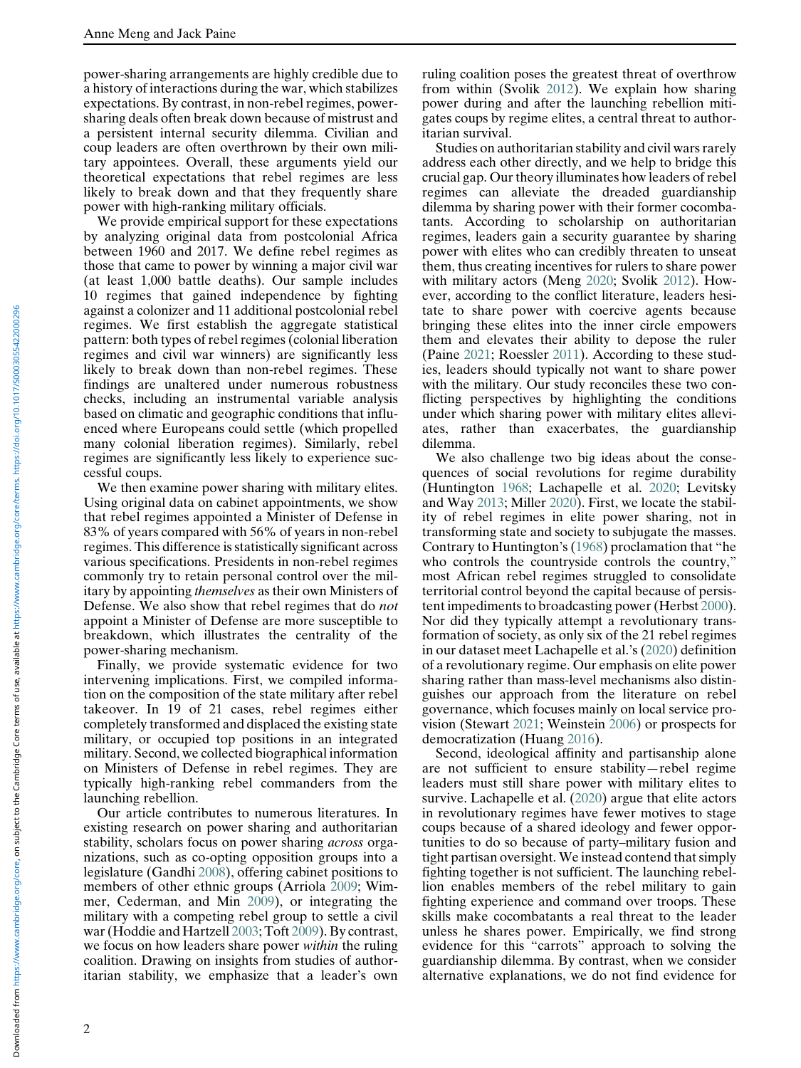power-sharing arrangements are highly credible due to a history of interactions during the war, which stabilizes expectations. By contrast, in non-rebel regimes, power-sharing deals often break down because of mistrust and a persistent internal security dilemma. Civilian and coup leaders are often overthrown by their own military appointees. Overall, these arguments yield our theoretical expectations that rebel regimes are less likely to break down and that they frequently share power with high-ranking military officials.

We provide empirical support for these expectations by analyzing original data from postcolonial Africa between 1960 and 2017. We define rebel regimes as those that came to power by winning a major civil war (at least 1,000 battle deaths). Our sample includes 10 regimes that gained independence by fighting against a colonizer and 11 additional postcolonial rebel regimes. We first establish the aggregate statistical pattern: both types of rebel regimes (colonial liberation regimes and civil war winners) are significantly less likely to break down than non-rebel regimes. These findings are unaltered under numerous robustness checks, including an instrumental variable analysis based on climatic and geographic conditions that influenced where Europeans could settle (which propelled many colonial liberation regimes). Similarly, rebel regimes are significantly less likely to experience successful coups.

We then examine power sharing with military elites. Using original data on cabinet appointments, we show that rebel regimes appointed a Minister of Defense in 83% of years compared with 56% of years in non-rebel regimes. This difference is statistically significant across various specifications. Presidents in non-rebel regimes commonly try to retain personal control over the military by appointing *themselves* as their own Ministers of Defense. We also show that rebel regimes that do *not* appoint a Minister of Defense are more susceptible to breakdown, which illustrates the centrality of the power-sharing mechanism.

Finally, we provide systematic evidence for two intervening implications. First, we compiled information on the composition of the state military after rebel takeover. In 19 of 21 cases, rebel regimes either completely transformed and displaced the existing state military, or occupied top positions in an integrated military. Second, we collected biographical information on Ministers of Defense in rebel regimes. They are typically high-ranking rebel commanders from the launching rebellion.

Our article contributes to numerous literatures. In existing research on power sharing and authoritarian stability, scholars focus on power sharing *across* organizations, such as co-opting opposition groups into a legislature (Gandhi 2008), offering cabinet positions to members of other ethnic groups (Arriola 2009; Wimmer, Cederman, and Min 2009), or integrating the military with a competing rebel group to settle a civil war (Hoddie and Hartzell 2003; Toft 2009). By contrast, we focus on how leaders share power *within* the ruling coalition. Drawing on insights from studies of authoritarian stability, we emphasize that a leader's own ruling coalition poses the greatest threat of overthrow from within (Svolik 2012). We explain how sharing power during and after the launching rebellion mitigates coups by regime elites, a central threat to authoritarian survival.

Studies on authoritarian stability and civil wars rarely address each other directly, and we help to bridge this crucial gap. Our theory illuminates how leaders of rebel regimes can alleviate the dreaded guardianship dilemma by sharing power with their former cocombatants. According to scholarship on authoritarian regimes, leaders gain a security guarantee by sharing power with elites who can credibly threaten to unseat them, thus creating incentives for rulers to share power with military actors (Meng 2020; Svolik 2012). However, according to the conflict literature, leaders hesitate to share power with coercive agents because bringing these elites into the inner circle empowers them and elevates their ability to depose the ruler (Paine 2021; Roessler 2011). According to these studies, leaders should typically not want to share power with the military. Our study reconciles these two conflicting perspectives by highlighting the conditions under which sharing power with military elites alleviates, rather than exacerbates, the guardianship dilemma.

We also challenge two big ideas about the consequences of social revolutions for regime durability (Huntington 1968; Lachapelle et al. 2020; Levitsky and Way 2013; Miller 2020). First, we locate the stability of rebel regimes in elite power sharing, not in transforming state and society to subjugate the masses. Contrary to Huntington's (1968) proclamation that "he who controls the countryside controls the country," most African rebel regimes struggled to consolidate territorial control beyond the capital because of persistent impediments to broadcasting power (Herbst 2000). Nor did they typically attempt a revolutionary transformation of society, as only six of the 21 rebel regimes in our dataset meet Lachapelle et al.'s (2020) definition of a revolutionary regime. Our emphasis on elite power sharing rather than mass-level mechanisms also distinguishes our approach from the literature on rebel governance, which focuses mainly on local service provision (Stewart 2021; Weinstein 2006) or prospects for democratization (Huang 2016).

Second, ideological affinity and partisanship alone are not sufficient to ensure stability—rebel regime leaders must still share power with military elites to survive. Lachapelle et al. (2020) argue that elite actors in revolutionary regimes have fewer motives to stage coups because of a shared ideology and fewer opportunities to do so because of party–military fusion and tight partisan oversight. We instead contend that simply fighting together is not sufficient. The launching rebellion enables members of the rebel military to gain fighting experience and command over troops. These skills make cocombatants a real threat to the leader unless he shares power. Empirically, we find strong evidence for this "carrots" approach to solving the guardianship dilemma. By contrast, when we consider alternative explanations, we do not find evidence for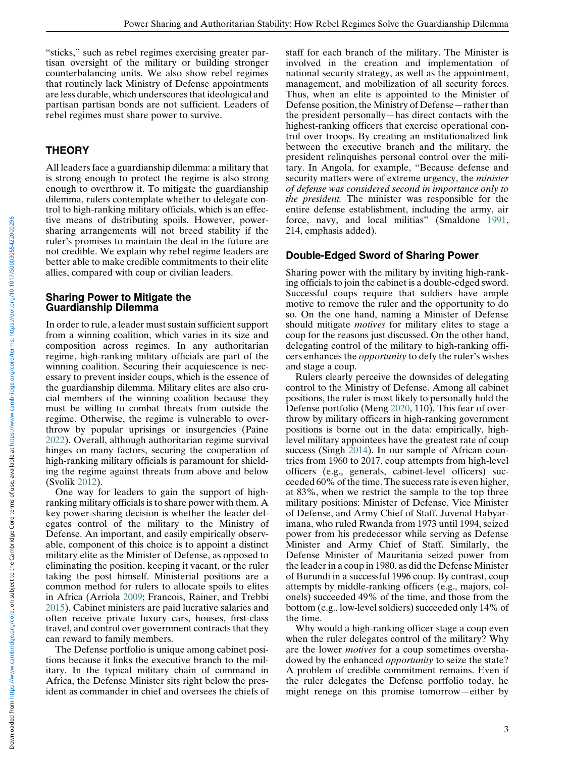"sticks," such as rebel regimes exercising greater partisan oversight of the military or building stronger counterbalancing units. We also show rebel regimes that routinely lack Ministry of Defense appointments are less durable, which underscores that ideological and partisan partisan bonds are not sufficient. Leaders of rebel regimes must share power to survive.

## THEORY

All leaders face a guardianship dilemma: a military that is strong enough to protect the regime is also strong enough to overthrow it. To mitigate the guardianship dilemma, rulers contemplate whether to delegate control to high-ranking military officials, which is an effective means of distributing spoils. However, power-sharing arrangements will not breed stability if the ruler's promises to maintain the deal in the future are not credible. We explain why rebel regime leaders are better able to make credible commitments to their elite allies, compared with coup or civilian leaders.

### Sharing Power to Mitigate the Guardianship Dilemma

In order to rule, a leader must sustain sufficient support from a winning coalition, which varies in its size and composition across regimes. In any authoritarian regime, high-ranking military officials are part of the winning coalition. Securing their acquiescence is necessary to prevent insider coups, which is the essence of the guardianship dilemma. Military elites are also crucial members of the winning coalition because they must be willing to combat threats from outside the regime. Otherwise, the regime is vulnerable to overthrow by popular uprisings or insurgencies (Paine 2022). Overall, although authoritarian regime survival hinges on many factors, securing the cooperation of high-ranking military officials is paramount for shielding the regime against threats from above and below (Svolik 2012).

One way for leaders to gain the support of high-ranking military officials is to share power with them. A key power-sharing decision is whether the leader delegates control of the military to the Ministry of Defense. An important, and easily empirically observable, component of this choice is to appoint a distinct military elite as the Minister of Defense, as opposed to eliminating the position, keeping it vacant, or the ruler taking the post himself. Ministerial positions are a common method for rulers to allocate spoils to elites in Africa (Arriola 2009; Francois, Rainer, and Trebbi 2015). Cabinet ministers are paid lucrative salaries and often receive private luxury cars, houses, first-class travel, and control over government contracts that they can reward to family members.

The Defense portfolio is unique among cabinet positions because it links the executive branch to the military. In the typical military chain of command in Africa, the Defense Minister sits right below the president as commander in chief and oversees the chiefs of staff for each branch of the military. The Minister is involved in the creation and implementation of national security strategy, as well as the appointment, management, and mobilization of all security forces. Thus, when an elite is appointed to the Minister of Defense position, the Ministry of Defense—rather than the president personally—has direct contacts with the highest-ranking officers that exercise operational control over troops. By creating an institutionalized link between the executive branch and the military, the president relinquishes personal control over the military. In Angola, for example, "Because defense and security matters were of extreme urgency, the *minister of defense was considered second in importance only to the president*. The minister was responsible for the entire defense establishment, including the army, air force, navy, and local militias" (Smaldone 1991, 214, emphasis added).

### Double-Edged Sword of Sharing Power

Sharing power with the military by inviting high-ranking officials to join the cabinet is a double-edged sword. Successful coups require that soldiers have ample motive to remove the ruler and the opportunity to do so. On the one hand, naming a Minister of Defense should mitigate *motives* for military elites to stage a coup for the reasons just discussed. On the other hand, delegating control of the military to high-ranking officers enhances the *opportunity* to defy the ruler's wishes and stage a coup.

Rulers clearly perceive the downsides of delegating control to the Ministry of Defense. Among all cabinet positions, the ruler is most likely to personally hold the Defense portfolio (Meng 2020, 110). This fear of overthrow by military officers in high-ranking government positions is borne out in the data: empirically, high-level military appointees have the greatest rate of coup success (Singh 2014). In our sample of African countries from 1960 to 2017, coup attempts from high-level officers (e.g., generals, cabinet-level officers) succeeded 60% of the time. The success rate is even higher, at 83%, when we restrict the sample to the top three military positions: Minister of Defense, Vice Minister of Defense, and Army Chief of Staff. Juvenal Habyarimana, who ruled Rwanda from 1973 until 1994, seized power from his predecessor while serving as Defense Minister and Army Chief of Staff. Similarly, the Defense Minister of Mauritania seized power from the leader in a coup in 1980, as did the Defense Minister of Burundi in a successful 1996 coup. By contrast, coup attempts by middle-ranking officers (e.g., majors, colonels) succeeded 49% of the time, and those from the bottom (e.g., low-level soldiers) succeeded only 14% of the time.

Why would a high-ranking officer stage a coup even when the ruler delegates control of the military? Why are the lower *motives* for a coup sometimes overshadowed by the enhanced *opportunity* to seize the state? A problem of credible commitment remains. Even if the ruler delegates the Defense portfolio today, he might renege on this promise tomorrow—either by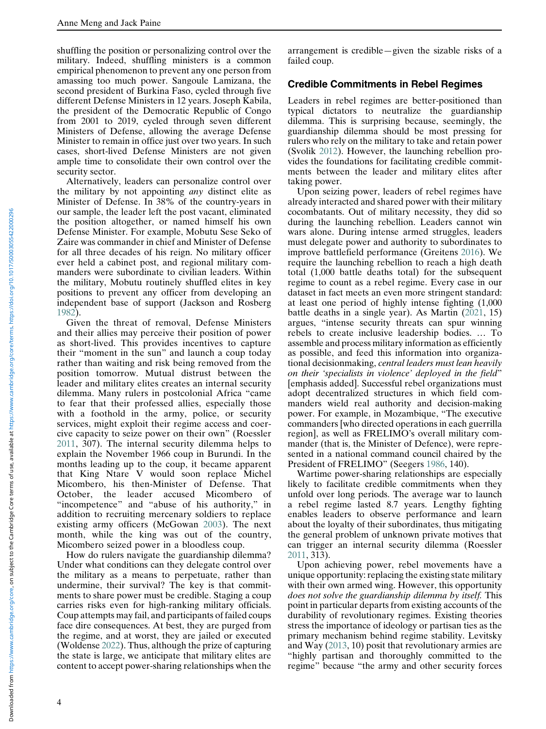shuffling the position or personalizing control over the military. Indeed, shuffling ministers is a common empirical phenomenon to prevent any one person from amassing too much power. Sangoule Lamizana, the second president of Burkina Faso, cycled through five different Defense Ministers in 12 years. Joseph Kabila, the president of the Democratic Republic of Congo from 2001 to 2019, cycled through seven different Ministers of Defense, allowing the average Defense Minister to remain in office just over two years. In such cases, short-lived Defense Ministers are not given ample time to consolidate their own control over the security sector.

Alternatively, leaders can personalize control over the military by not appointing *any* distinct elite as Minister of Defense. In 38% of the country-years in our sample, the leader left the post vacant, eliminated the position altogether, or named himself his own Defense Minister. For example, Mobutu Sese Seko of Zaire was commander in chief and Minister of Defense for all three decades of his reign. No military officer ever held a cabinet post, and regional military commanders were subordinate to civilian leaders. Within the military, Mobutu routinely shuffled elites in key positions to prevent any officer from developing an independent base of support (Jackson and Rosberg 1982).

Given the threat of removal, Defense Ministers and their allies may perceive their position of power as short-lived. This provides incentives to capture their "moment in the sun" and launch a coup today rather than waiting and risk being removed from the position tomorrow. Mutual distrust between the leader and military elites creates an internal security dilemma. Many rulers in postcolonial Africa "came to fear that their professed allies, especially those with a foothold in the army, police, or security services, might exploit their regime access and coercive capacity to seize power on their own" (Roessler 2011, 307). The internal security dilemma helps to explain the November 1966 coup in Burundi. In the months leading up to the coup, it became apparent that King Ntare V would soon replace Michel Micombero, his then-Minister of Defense. That October, the leader accused Micombero of "incompetence" and "abuse of his authority," in addition to recruiting mercenary soldiers to replace existing army officers (McGowan 2003). The next month, while the king was out of the country, Micombero seized power in a bloodless coup.

How do rulers navigate the guardianship dilemma? Under what conditions can they delegate control over the military as a means to perpetuate, rather than undermine, their survival? The key is that commitments to share power must be credible. Staging a coup carries risks even for high-ranking military officials. Coup attempts may fail, and participants of failed coups face dire consequences. At best, they are purged from the regime, and at worst, they are jailed or executed (Woldense 2022). Thus, although the prize of capturing the state is large, we anticipate that military elites are content to accept power-sharing relationships when the arrangement is credible—given the sizable risks of a failed coup.

## Credible Commitments in Rebel Regimes

Leaders in rebel regimes are better-positioned than typical dictators to neutralize the guardianship dilemma. This is surprising because, seemingly, the guardianship dilemma should be most pressing for rulers who rely on the military to take and retain power (Svolik 2012). However, the launching rebellion provides the foundations for facilitating credible commitments between the leader and military elites after taking power.

Upon seizing power, leaders of rebel regimes have already interacted and shared power with their military cocombatants. Out of military necessity, they did so during the launching rebellion. Leaders cannot win wars alone. During intense armed struggles, leaders must delegate power and authority to subordinates to improve battlefield performance (Greitens 2016). We require the launching rebellion to reach a high death total (1,000 battle deaths total) for the subsequent regime to count as a rebel regime. Every case in our dataset in fact meets an even more stringent standard: at least one period of highly intense fighting (1,000 battle deaths in a single year). As Martin (2021, 15) argues, "intense security threats can spur winning rebels to create inclusive leadership bodies. … To assemble and process military information as efficiently as possible, and feed this information into organizational decisionmaking, *central leaders must lean heavily on their 'specialists in violence' deployed in the field*" [emphasis added]. Successful rebel organizations must adopt decentralized structures in which field commanders wield real authority and decision-making power. For example, in Mozambique, "The executive commanders [who directed operations in each guerrilla region], as well as FRELIMO's overall military commander (that is, the Minister of Defence), were represented in a national command council chaired by the President of FRELIMO" (Seegers 1986, 140).

Wartime power-sharing relationships are especially likely to facilitate credible commitments when they unfold over long periods. The average war to launch a rebel regime lasted 8.7 years. Lengthy fighting enables leaders to observe performance and learn about the loyalty of their subordinates, thus mitigating the general problem of unknown private motives that can trigger an internal security dilemma (Roessler 2011, 313).

Upon achieving power, rebel movements have a unique opportunity: replacing the existing state military with their own armed wing. However, this opportunity *does not solve the guardianship dilemma by itself.* This point in particular departs from existing accounts of the durability of revolutionary regimes. Existing theories stress the importance of ideology or partisan ties as the primary mechanism behind regime stability. Levitsky and Way (2013, 10) posit that revolutionary armies are "highly partisan and thoroughly committed to the regime" because "the army and other security forces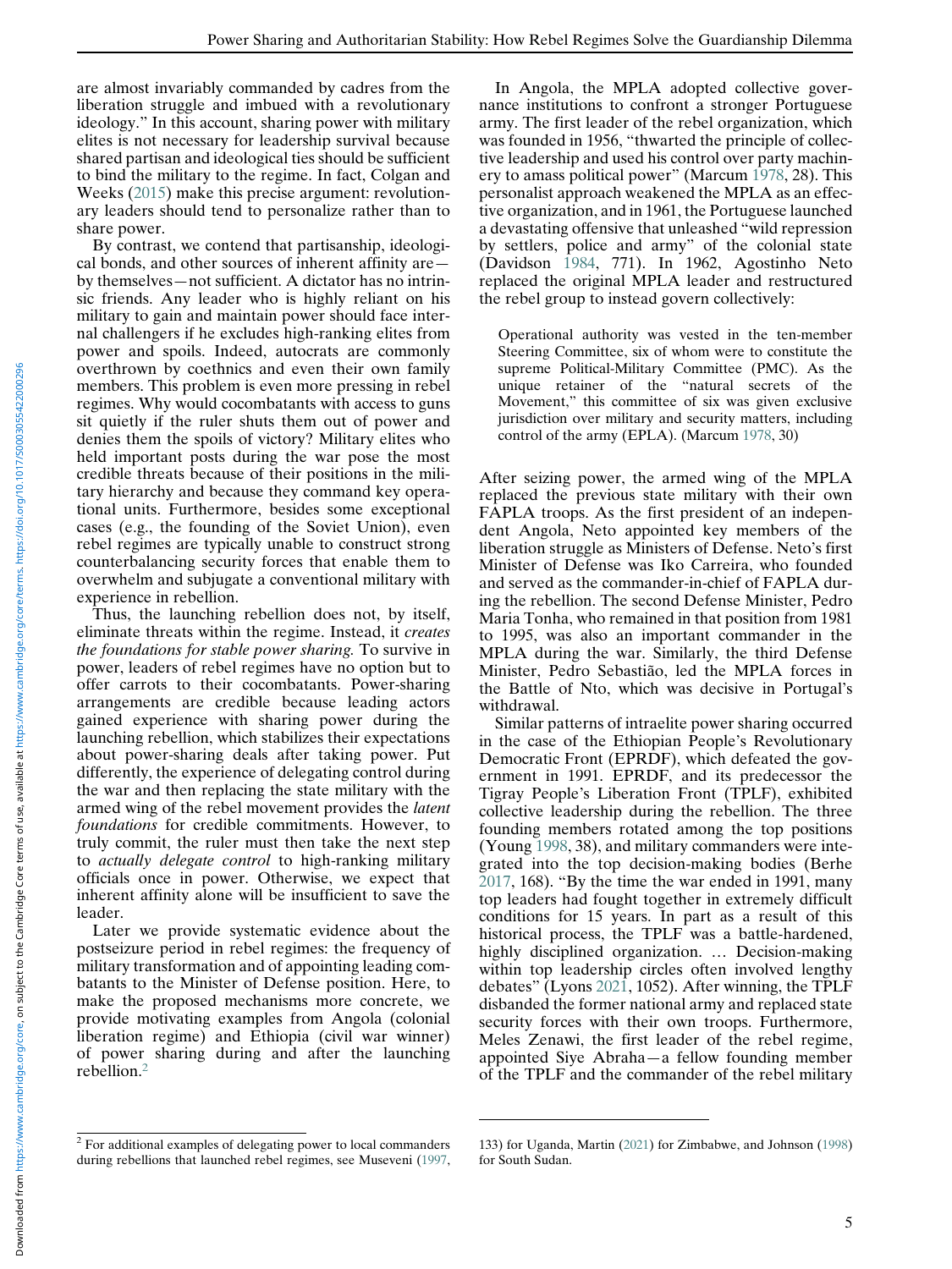are almost invariably commanded by cadres from the liberation struggle and imbued with a revolutionary ideology." In this account, sharing power with military elites is not necessary for leadership survival because shared partisan and ideological ties should be sufficient to bind the military to the regime. In fact, Colgan and Weeks (2015) make this precise argument: revolutionary leaders should tend to personalize rather than to share power.

By contrast, we contend that partisanship, ideological bonds, and other sources of inherent affinity are—by themselves—not sufficient. A dictator has no intrinsic friends. Any leader who is highly reliant on his military to gain and maintain power should face internal challengers if he excludes high-ranking elites from power and spoils. Indeed, autocrats are commonly overthrown by coethnics and even their own family members. This problem is even more pressing in rebel regimes. Why would cocombatants with access to guns sit quietly if the ruler shuts them out of power and denies them the spoils of victory? Military elites who held important posts during the war pose the most credible threats because of their positions in the military hierarchy and because they command key operational units. Furthermore, besides some exceptional cases (e.g., the founding of the Soviet Union), even rebel regimes are typically unable to construct strong counterbalancing security forces that enable them to overwhelm and subjugate a conventional military with experience in rebellion.

Thus, the launching rebellion does not, by itself, eliminate threats within the regime. Instead, it *creates the foundations for stable power sharing.* To survive in power, leaders of rebel regimes have no option but to offer carrots to their cocombatants. Power-sharing arrangements are credible because leading actors gained experience with sharing power during the launching rebellion, which stabilizes their expectations about power-sharing deals after taking power. Put differently, the experience of delegating control during the war and then replacing the state military with the armed wing of the rebel movement provides the *latent foundations* for credible commitments. However, to truly commit, the ruler must then take the next step to *actually delegate control* to high-ranking military officials once in power. Otherwise, we expect that inherent affinity alone will be insufficient to save the leader.

Later we provide systematic evidence about the postseizure period in rebel regimes: the frequency of military transformation and of appointing leading combatants to the Minister of Defense position. Here, to make the proposed mechanisms more concrete, we provide motivating examples from Angola (colonial liberation regime) and Ethiopia (civil war winner) of power sharing during and after the launching rebellion.[2]

In Angola, the MPLA adopted collective governance institutions to confront a stronger Portuguese army. The first leader of the rebel organization, which was founded in 1956, "thwarted the principle of collective leadership and used his control over party machinery to amass political power" (Marcum 1978, 28). This personalist approach weakened the MPLA as an effective organization, and in 1961, the Portuguese launched a devastating offensive that unleashed "wild repression by settlers, police and army" of the colonial state (Davidson 1984, 771). In 1962, Agostinho Neto replaced the original MPLA leader and restructured the rebel group to instead govern collectively:

> Operational authority was vested in the ten-member Steering Committee, six of whom were to constitute the supreme Political-Military Committee (PMC). As the unique retainer of the "natural secrets of the Movement," this committee of six was given exclusive jurisdiction over military and security matters, including control of the army (EPLA). (Marcum 1978, 30)

After seizing power, the armed wing of the MPLA replaced the previous state military with their own FAPLA troops. As the first president of an independent Angola, Neto appointed key members of the liberation struggle as Ministers of Defense. Neto's first Minister of Defense was Iko Carreira, who founded and served as the commander-in-chief of FAPLA during the rebellion. The second Defense Minister, Pedro Maria Tonha, who remained in that position from 1981 to 1995, was also an important commander in the MPLA during the war. Similarly, the third Defense Minister, Pedro Sebastião, led the MPLA forces in the Battle of Nto, which was decisive in Portugal's withdrawal.

Similar patterns of intraelite power sharing occurred in the case of the Ethiopian People's Revolutionary Democratic Front (EPRDF), which defeated the government in 1991. EPRDF, and its predecessor the Tigray People's Liberation Front (TPLF), exhibited collective leadership during the rebellion. The three founding members rotated among the top positions (Young 1998, 38), and military commanders were integrated into the top decision-making bodies (Berhe 2017, 168). "By the time the war ended in 1991, many top leaders had fought together in extremely difficult conditions for 15 years. In part as a result of this historical process, the TPLF was a battle-hardened, highly disciplined organization. … Decision-making within top leadership circles often involved lengthy debates" (Lyons 2021, 1052). After winning, the TPLF disbanded the former national army and replaced state security forces with their own troops. Furthermore, Meles Zenawi, the first leader of the rebel regime, appointed Siye Abraha—a fellow founding member of the TPLF and the commander of the rebel military

[2] For additional examples of delegating power to local commanders during rebellions that launched rebel regimes, see Museveni (1997, 133) for Uganda, Martin (2021) for Zimbabwe, and Johnson (1998) for South Sudan.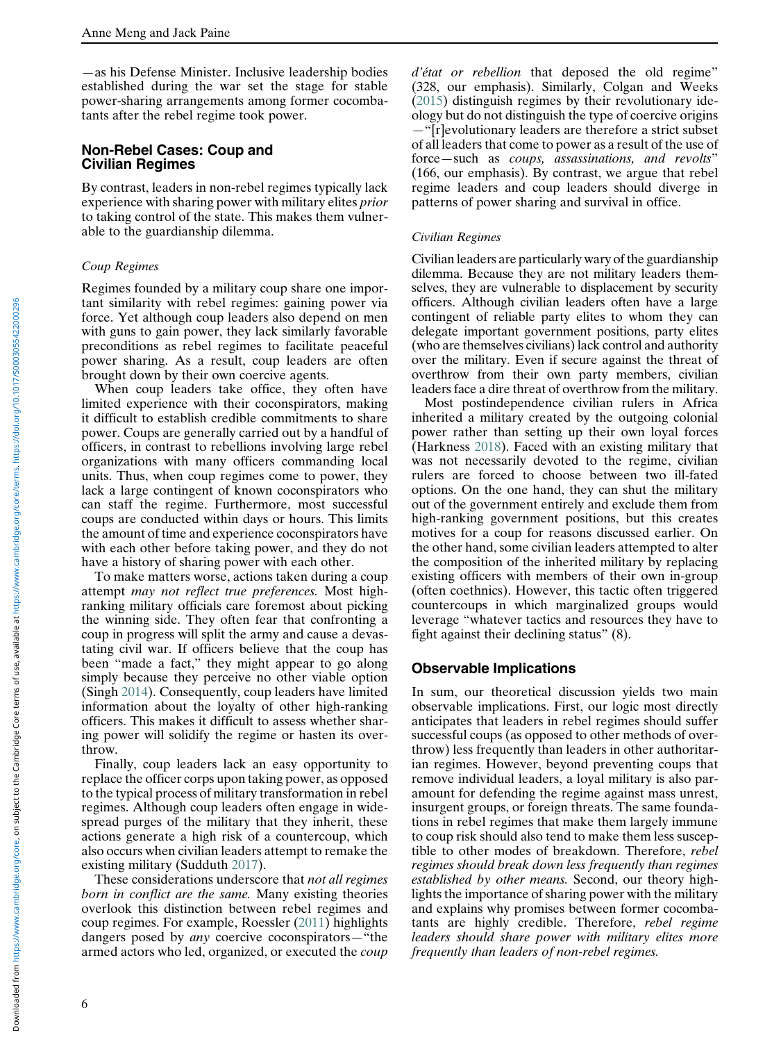—as his Defense Minister. Inclusive leadership bodies established during the war set the stage for stable power-sharing arrangements among former cocombatants after the rebel regime took power.

## Non-Rebel Cases: Coup and Civilian Regimes

By contrast, leaders in non-rebel regimes typically lack experience with sharing power with military elites *prior* to taking control of the state. This makes them vulnerable to the guardianship dilemma.

### *Coup Regimes*

Regimes founded by a military coup share one important similarity with rebel regimes: gaining power via force. Yet although coup leaders also depend on men with guns to gain power, they lack similarly favorable preconditions as rebel regimes to facilitate peaceful power sharing. As a result, coup leaders are often brought down by their own coercive agents.

When coup leaders take office, they often have limited experience with their coconspirators, making it difficult to establish credible commitments to share power. Coups are generally carried out by a handful of officers, in contrast to rebellions involving large rebel organizations with many officers commanding local units. Thus, when coup regimes come to power, they lack a large contingent of known coconspirators who can staff the regime. Furthermore, most successful coups are conducted within days or hours. This limits the amount of time and experience coconspirators have with each other before taking power, and they do not have a history of sharing power with each other.

To make matters worse, actions taken during a coup attempt *may not reflect true preferences.* Most high-ranking military officials care foremost about picking the winning side. They often fear that confronting a coup in progress will split the army and cause a devastating civil war. If officers believe that the coup has been "made a fact," they might appear to go along simply because they perceive no other viable option (Singh 2014). Consequently, coup leaders have limited information about the loyalty of other high-ranking officers. This makes it difficult to assess whether sharing power will solidify the regime or hasten its overthrow.

Finally, coup leaders lack an easy opportunity to replace the officer corps upon taking power, as opposed to the typical process of military transformation in rebel regimes. Although coup leaders often engage in widespread purges of the military that they inherit, these actions generate a high risk of a countercoup, which also occurs when civilian leaders attempt to remake the existing military (Sudduth 2017).

These considerations underscore that *not all regimes born in conflict are the same.* Many existing theories overlook this distinction between rebel regimes and coup regimes. For example, Roessler (2011) highlights dangers posed by *any* coercive coconspirators—"the armed actors who led, organized, or executed the *coup d'état or rebellion* that deposed the old regime" (328, our emphasis). Similarly, Colgan and Weeks (2015) distinguish regimes by their revolutionary ideology but do not distinguish the type of coercive origins—"[r]evolutionary leaders are therefore a strict subset of all leaders that come to power as a result of the use of force—such as *coups, assassinations, and revolts*" (166, our emphasis). By contrast, we argue that rebel regime leaders and coup leaders should diverge in patterns of power sharing and survival in office.

### *Civilian Regimes*

Civilian leaders are particularly wary of the guardianship dilemma. Because they are not military leaders themselves, they are vulnerable to displacement by security officers. Although civilian leaders often have a large contingent of reliable party elites to whom they can delegate important government positions, party elites (who are themselves civilians) lack control and authority over the military. Even if secure against the threat of overthrow from their own party members, civilian leaders face a dire threat of overthrow from the military.

Most postindependence civilian rulers in Africa inherited a military created by the outgoing colonial power rather than setting up their own loyal forces (Harkness 2018). Faced with an existing military that was not necessarily devoted to the regime, civilian rulers are forced to choose between two ill-fated options. On the one hand, they can shut the military out of the government entirely and exclude them from high-ranking government positions, but this creates motives for a coup for reasons discussed earlier. On the other hand, some civilian leaders attempted to alter the composition of the inherited military by replacing existing officers with members of their own in-group (often coethnics). However, this tactic often triggered countercoups in which marginalized groups would leverage "whatever tactics and resources they have to fight against their declining status" (8).

## Observable Implications

In sum, our theoretical discussion yields two main observable implications. First, our logic most directly anticipates that leaders in rebel regimes should suffer successful coups (as opposed to other methods of overthrow) less frequently than leaders in other authoritarian regimes. However, beyond preventing coups that remove individual leaders, a loyal military is also paramount for defending the regime against mass unrest, insurgent groups, or foreign threats. The same foundations in rebel regimes that make them largely immune to coup risk should also tend to make them less susceptible to other modes of breakdown. Therefore, *rebel regimes should break down less frequently than regimes established by other means.* Second, our theory highlights the importance of sharing power with the military and explains why promises between former cocombatants are highly credible. Therefore, *rebel regime leaders should share power with military elites more frequently than leaders of non-rebel regimes.*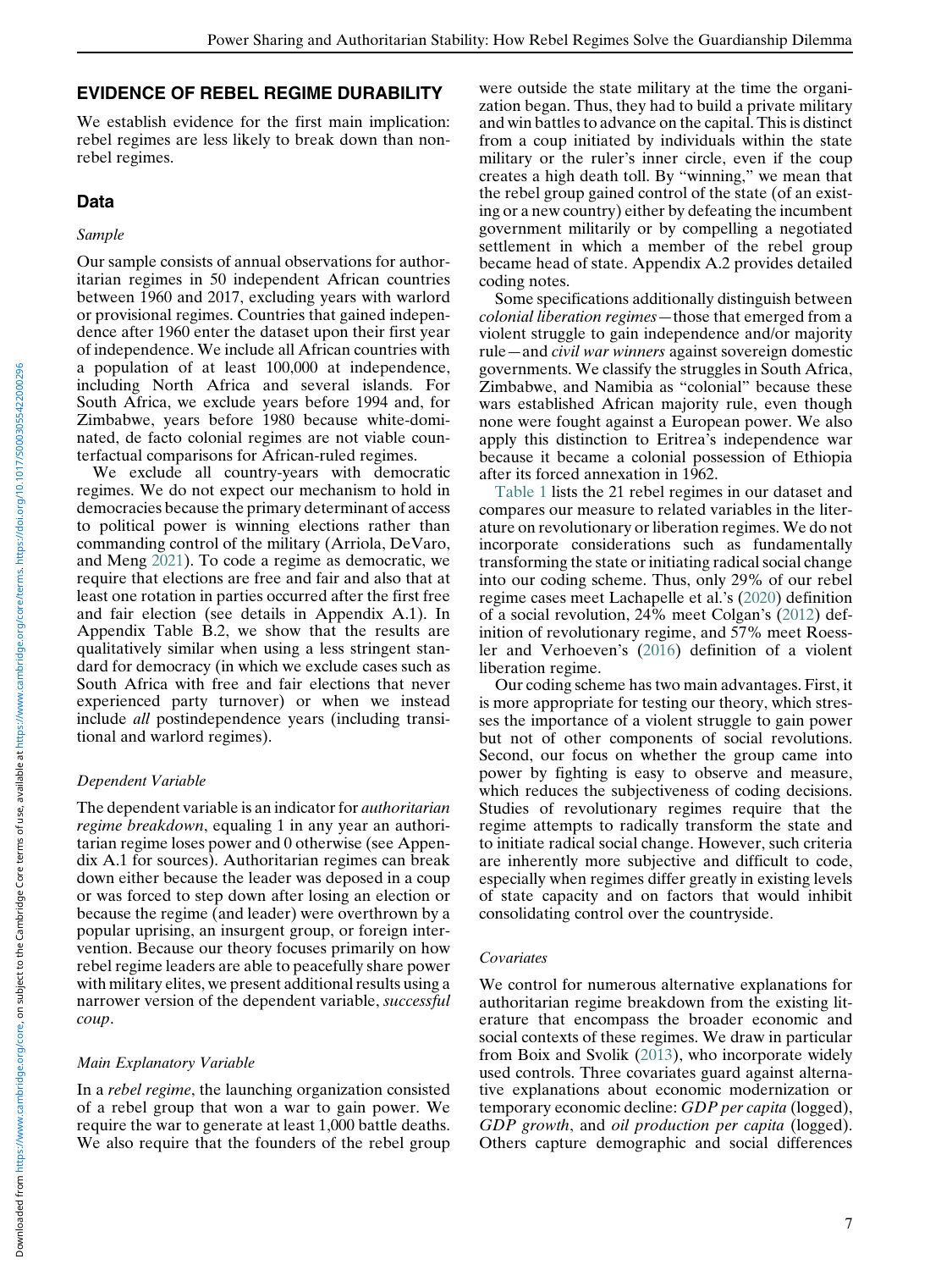## EVIDENCE OF REBEL REGIME DURABILITY

We establish evidence for the first main implication: rebel regimes are less likely to break down than nonrebel regimes.

### Data

#### *Sample*

Our sample consists of annual observations for authoritarian regimes in 50 independent African countries between 1960 and 2017, excluding years with warlord or provisional regimes. Countries that gained independence after 1960 enter the dataset upon their first year of independence. We include all African countries with a population of at least 100,000 at independence, including North Africa and several islands. For South Africa, we exclude years before 1994 and, for Zimbabwe, years before 1980 because white-dominated, de facto colonial regimes are not viable counterfactual comparisons for African-ruled regimes.

We exclude all country-years with democratic regimes. We do not expect our mechanism to hold in democracies because the primary determinant of access to political power is winning elections rather than commanding control of the military (Arriola, DeVaro, and Meng 2021). To code a regime as democratic, we require that elections are free and fair and also that at least one rotation in parties occurred after the first free and fair election (see details in Appendix A.1). In Appendix Table B.2, we show that the results are qualitatively similar when using a less stringent standard for democracy (in which we exclude cases such as South Africa with free and fair elections that never experienced party turnover) or when we instead include *all* postindependence years (including transitional and warlord regimes).

#### *Dependent Variable*

The dependent variable is an indicator for *authoritarian regime breakdown*, equaling 1 in any year an authoritarian regime loses power and 0 otherwise (see Appendix A.1 for sources). Authoritarian regimes can break down either because the leader was deposed in a coup or was forced to step down after losing an election or because the regime (and leader) were overthrown by a popular uprising, an insurgent group, or foreign intervention. Because our theory focuses primarily on how rebel regime leaders are able to peacefully share power with military elites, we present additional results using a narrower version of the dependent variable, *successful coup*.

#### *Main Explanatory Variable*

In a *rebel regime*, the launching organization consisted of a rebel group that won a war to gain power. We require the war to generate at least 1,000 battle deaths. We also require that the founders of the rebel group were outside the state military at the time the organization began. Thus, they had to build a private military and win battles to advance on the capital. This is distinct from a coup initiated by individuals within the state military or the ruler's inner circle, even if the coup creates a high death toll. By "winning," we mean that the rebel group gained control of the state (of an existing or a new country) either by defeating the incumbent government militarily or by compelling a negotiated settlement in which a member of the rebel group became head of state. Appendix A.2 provides detailed coding notes.

Some specifications additionally distinguish between *colonial liberation regimes*—those that emerged from a violent struggle to gain independence and/or majority rule—and *civil war winners* against sovereign domestic governments. We classify the struggles in South Africa, Zimbabwe, and Namibia as "colonial" because these wars established African majority rule, even though none were fought against a European power. We also apply this distinction to Eritrea's independence war because it became a colonial possession of Ethiopia after its forced annexation in 1962.

Table 1 lists the 21 rebel regimes in our dataset and compares our measure to related variables in the literature on revolutionary or liberation regimes. We do not incorporate considerations such as fundamentally transforming the state or initiating radical social change into our coding scheme. Thus, only 29% of our rebel regime cases meet Lachapelle et al.'s (2020) definition of a social revolution, 24% meet Colgan's (2012) definition of revolutionary regime, and 57% meet Roessler and Verhoeven's (2016) definition of a violent liberation regime.

Our coding scheme has two main advantages. First, it is more appropriate for testing our theory, which stresses the importance of a violent struggle to gain power but not of other components of social revolutions. Second, our focus on whether the group came into power by fighting is easy to observe and measure, which reduces the subjectiveness of coding decisions. Studies of revolutionary regimes require that the regime attempts to radically transform the state and to initiate radical social change. However, such criteria are inherently more subjective and difficult to code, especially when regimes differ greatly in existing levels of state capacity and on factors that would inhibit consolidating control over the countryside.

#### *Covariates*

We control for numerous alternative explanations for authoritarian regime breakdown from the existing literature that encompass the broader economic and social contexts of these regimes. We draw in particular from Boix and Svolik (2013), who incorporate widely used controls. Three covariates guard against alternative explanations about economic modernization or temporary economic decline: *GDP per capita* (logged), *GDP growth*, and *oil production per capita* (logged). Others capture demographic and social differences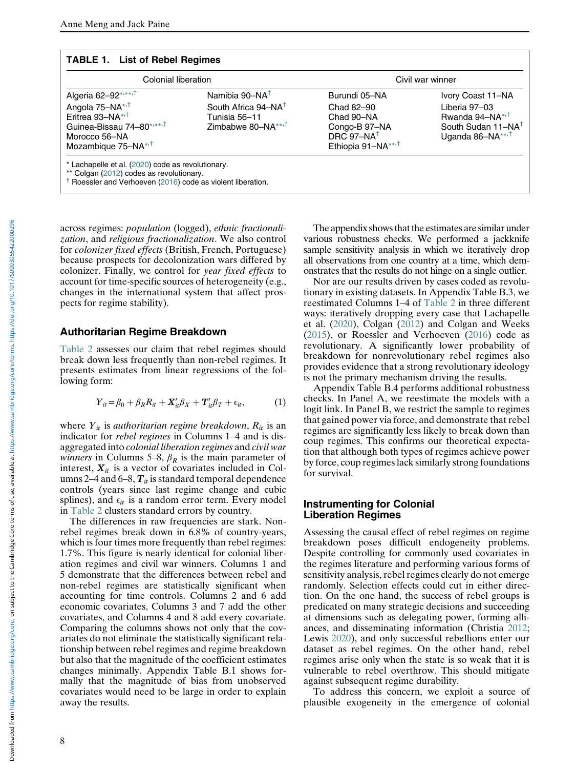**TABLE 1. List of Rebel Regimes**

| Colonial liberation | | Civil war winner | |
|---|---|---|---|
| Algeria 62–92*,**,† | Namibia 90–NA† | Burundi 05–NA | Ivory Coast 11–NA |
| Angola 75–NA*,† | South Africa 94–NA† | Chad 82–90 | Liberia 97–03 |
| Eritrea 93–NA*,† | Tunisia 56–11 | Chad 90–NA | Rwanda 94–NA*,† |
| Guinea-Bissau 74–80*,**,† | Zimbabwe 80–NA**,† | Congo-B 97–NA | South Sudan 11–NA† |
| Morocco 56–NA | | DRC 97–NA† | Uganda 86–NA**,† |
| Mozambique 75–NA*,† | | Ethiopia 91–NA**,† | |

\* Lachapelle et al. (2020) code as revolutionary.
\*\* Colgan (2012) codes as revolutionary.
† Roessler and Verhoeven (2016) code as violent liberation.

across regimes: *population* (logged), *ethnic fractionalization*, and *religious fractionalization*. We also control for *colonizer fixed effects* (British, French, Portuguese) because prospects for decolonization wars differed by colonizer. Finally, we control for *year fixed effects* to account for time-specific sources of heterogeneity (e.g., changes in the international system that affect prospects for regime stability).

## Authoritarian Regime Breakdown

Table 2 assesses our claim that rebel regimes should break down less frequently than non-rebel regimes. It presents estimates from linear regressions of the following form:

$$Y_{it} = \beta_0 + \beta_R R_{it} + \boldsymbol{X}_{it}'\beta_X + \boldsymbol{T}_{it}'\beta_T + \epsilon_{it}, \tag{1}$$

where $Y_{it}$ is *authoritarian regime breakdown*, $R_{it}$ is an indicator for *rebel regimes* in Columns 1–4 and is disaggregated into *colonial liberation regimes* and *civil war winners* in Columns 5–8, $\beta_R$ is the main parameter of interest, $\boldsymbol{X}_{it}$ is a vector of covariates included in Columns 2–4 and 6–8, $\boldsymbol{T}_{it}$ is standard temporal dependence controls (years since last regime change and cubic splines), and $\epsilon_{it}$ is a random error term. Every model in Table 2 clusters standard errors by country.

The differences in raw frequencies are stark. Non-rebel regimes break down in 6.8% of country-years, which is four times more frequently than rebel regimes: 1.7%. This figure is nearly identical for colonial liberation regimes and civil war winners. Columns 1 and 5 demonstrate that the differences between rebel and non-rebel regimes are statistically significant when accounting for time controls. Columns 2 and 6 add economic covariates, Columns 3 and 7 add the other covariates, and Columns 4 and 8 add every covariate. Comparing the columns shows not only that the covariates do not eliminate the statistically significant relationship between rebel regimes and regime breakdown but also that the magnitude of the coefficient estimates changes minimally. Appendix Table B.1 shows formally that the magnitude of bias from unobserved covariates would need to be large in order to explain away the results.

The appendix shows that the estimates are similar under various robustness checks. We performed a jackknife sample sensitivity analysis in which we iteratively drop all observations from one country at a time, which demonstrates that the results do not hinge on a single outlier.

Nor are our results driven by cases coded as revolutionary in existing datasets. In Appendix Table B.3, we reestimated Columns 1–4 of Table 2 in three different ways: iteratively dropping every case that Lachapelle et al. (2020), Colgan (2012) and Colgan and Weeks (2015), or Roessler and Verhoeven (2016) code as revolutionary. A significantly lower probability of breakdown for nonrevolutionary rebel regimes also provides evidence that a strong revolutionary ideology is not the primary mechanism driving the results.

Appendix Table B.4 performs additional robustness checks. In Panel A, we reestimate the models with a logit link. In Panel B, we restrict the sample to regimes that gained power via force, and demonstrate that rebel regimes are significantly less likely to break down than coup regimes. This confirms our theoretical expectation that although both types of regimes achieve power by force, coup regimes lack similarly strong foundations for survival.

## Instrumenting for Colonial Liberation Regimes

Assessing the causal effect of rebel regimes on regime breakdown poses difficult endogeneity problems. Despite controlling for commonly used covariates in the regimes literature and performing various forms of sensitivity analysis, rebel regimes clearly do not emerge randomly. Selection effects could cut in either direction. On the one hand, the success of rebel groups is predicated on many strategic decisions and succeeding at dimensions such as delegating power, forming alliances, and disseminating information (Christia 2012; Lewis 2020), and only successful rebellions enter our dataset as rebel regimes. On the other hand, rebel regimes arise only when the state is so weak that it is vulnerable to rebel overthrow. This should mitigate against subsequent regime durability.

To address this concern, we exploit a source of plausible exogeneity in the emergence of colonial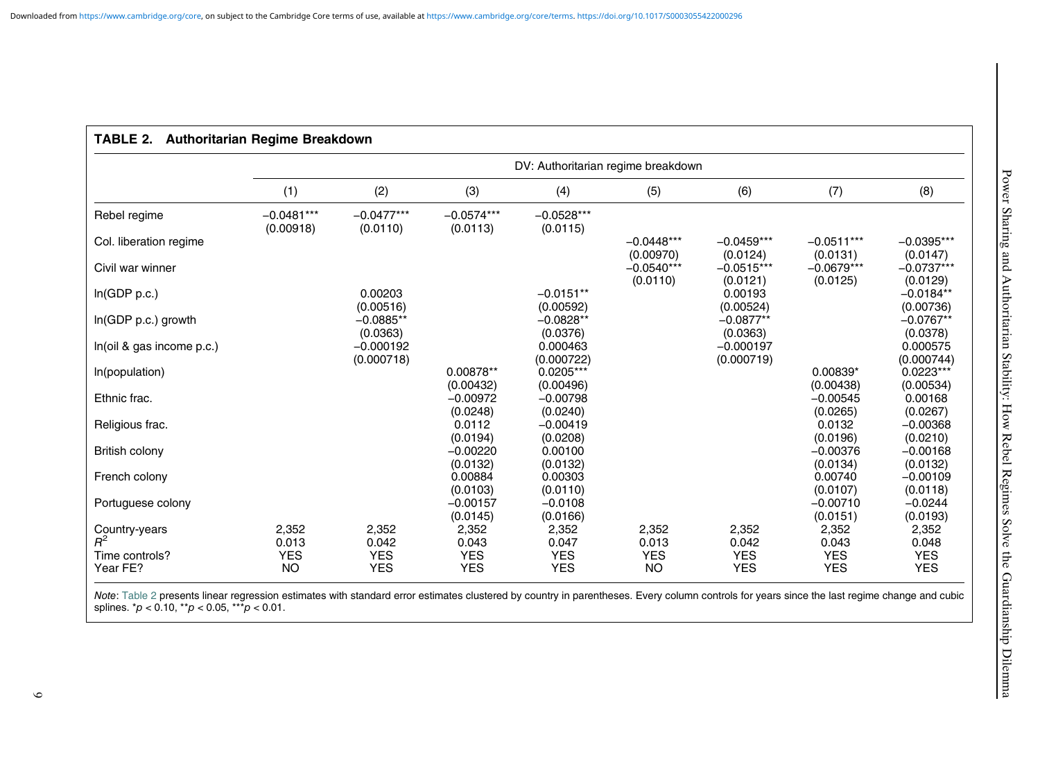**TABLE 2. Authoritarian Regime Breakdown**

| | DV: Authoritarian regime breakdown | | | | | | | |
|---|---|---|---|---|---|---|---|---|
| | (1) | (2) | (3) | (4) | (5) | (6) | (7) | (8) |
| Rebel regime | −0.0481*** | −0.0477*** | −0.0574*** | −0.0528*** | | | | |
| | (0.00918) | (0.0110) | (0.0113) | (0.0115) | | | | |
| Col. liberation regime | | | | | −0.0448*** | −0.0459*** | −0.0511*** | −0.0395*** |
| | | | | | (0.00970) | (0.0124) | (0.0131) | (0.0147) |
| Civil war winner | | | | | −0.0540*** | −0.0515*** | −0.0679*** | −0.0737*** |
| | | | | | (0.0110) | (0.0121) | (0.0125) | (0.0129) |
| ln(GDP p.c.) | | 0.00203 | | −0.0151** | | 0.00193 | | −0.0184** |
| | | (0.00516) | | (0.00592) | | (0.00524) | | (0.00736) |
| ln(GDP p.c.) growth | | −0.0885** | | −0.0828** | | −0.0877** | | −0.0767** |
| | | (0.0363) | | (0.0376) | | (0.0363) | | (0.0378) |
| ln(oil & gas income p.c.) | | −0.000192 | | 0.000463 | | −0.000197 | | 0.000575 |
| | | (0.000718) | | (0.000722) | | (0.000719) | | (0.000744) |
| ln(population) | | | 0.00878** | 0.0205*** | | | 0.00839* | 0.0223*** |
| | | | (0.00432) | (0.00496) | | | (0.00438) | (0.00534) |
| Ethnic frac. | | | −0.00972 | −0.00798 | | | −0.00545 | 0.00168 |
| | | | (0.0248) | (0.0240) | | | (0.0265) | (0.0267) |
| Religious frac. | | | 0.0112 | −0.00419 | | | 0.0132 | −0.00368 |
| | | | (0.0194) | (0.0208) | | | (0.0196) | (0.0210) |
| British colony | | | −0.00220 | 0.00100 | | | −0.00376 | −0.00168 |
| | | | (0.0132) | (0.0132) | | | (0.0134) | (0.0132) |
| French colony | | | 0.00884 | 0.00303 | | | 0.00740 | −0.00109 |
| | | | (0.0103) | (0.0110) | | | (0.0107) | (0.0118) |
| Portuguese colony | | | −0.00157 | −0.0108 | | | −0.00710 | −0.0244 |
| | | | (0.0145) | (0.0166) | | | (0.0151) | (0.0193) |
| Country-years | 2,352 | 2,352 | 2,352 | 2,352 | 2,352 | 2,352 | 2,352 | 2,352 |
| $R^2$ | 0.013 | 0.042 | 0.043 | 0.047 | 0.013 | 0.042 | 0.043 | 0.048 |
| Time controls? | YES | YES | YES | YES | YES | YES | YES | YES |
| Year FE? | NO | YES | YES | YES | NO | YES | YES | YES |

*Note*: Table 2 presents linear regression estimates with standard error estimates clustered by country in parentheses. Every column controls for years since the last regime change and cubic splines. *$p < 0.10$, **$p < 0.05$, ***$p < 0.01$.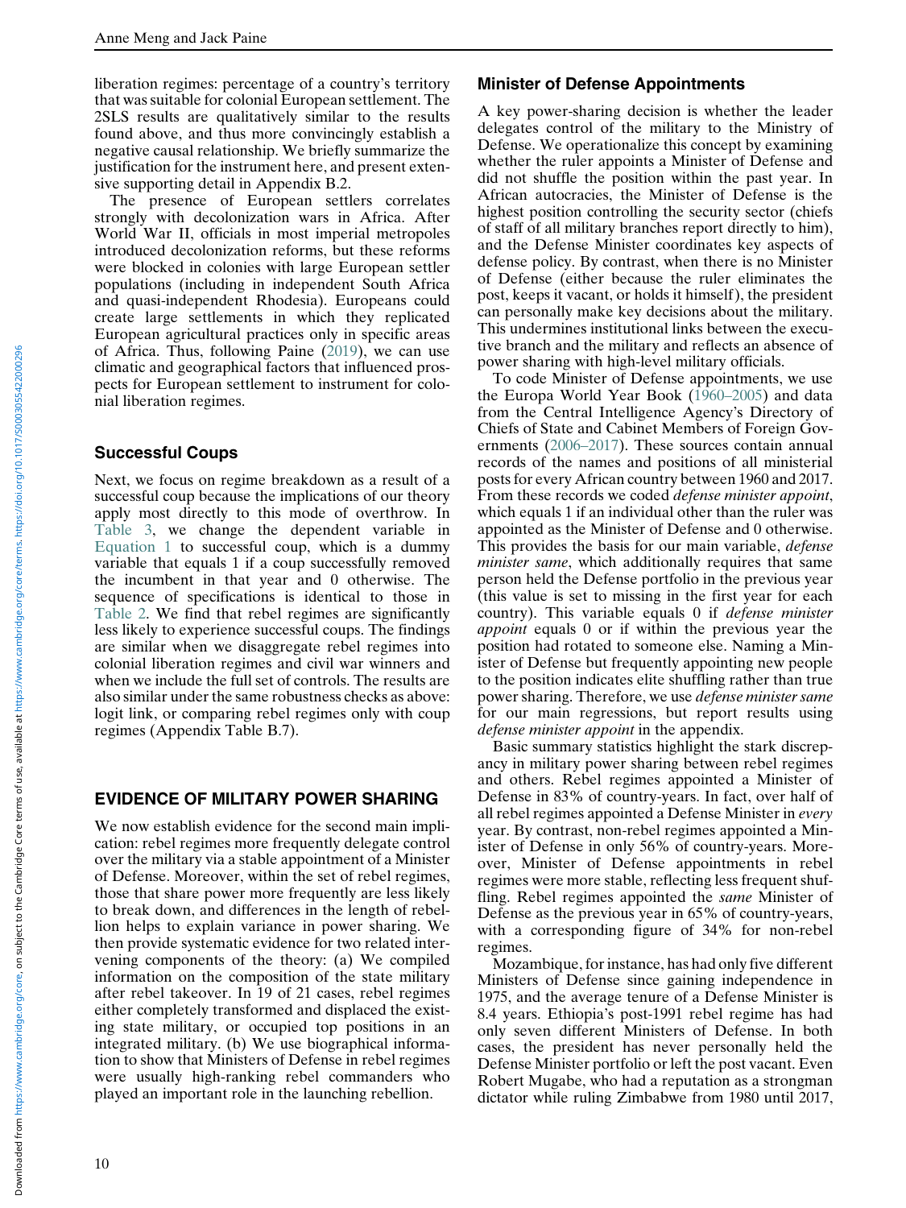liberation regimes: percentage of a country's territory that was suitable for colonial European settlement. The 2SLS results are qualitatively similar to the results found above, and thus more convincingly establish a negative causal relationship. We briefly summarize the justification for the instrument here, and present extensive supporting detail in Appendix B.2.

The presence of European settlers correlates strongly with decolonization wars in Africa. After World War II, officials in most imperial metropoles introduced decolonization reforms, but these reforms were blocked in colonies with large European settler populations (including in independent South Africa and quasi-independent Rhodesia). Europeans could create large settlements in which they replicated European agricultural practices only in specific areas of Africa. Thus, following Paine (2019), we can use climatic and geographical factors that influenced prospects for European settlement to instrument for colonial liberation regimes.

### Successful Coups

Next, we focus on regime breakdown as a result of a successful coup because the implications of our theory apply most directly to this mode of overthrow. In Table 3, we change the dependent variable in Equation 1 to successful coup, which is a dummy variable that equals 1 if a coup successfully removed the incumbent in that year and 0 otherwise. The sequence of specifications is identical to those in Table 2. We find that rebel regimes are significantly less likely to experience successful coups. The findings are similar when we disaggregate rebel regimes into colonial liberation regimes and civil war winners and when we include the full set of controls. The results are also similar under the same robustness checks as above: logit link, or comparing rebel regimes only with coup regimes (Appendix Table B.7).

## EVIDENCE OF MILITARY POWER SHARING

We now establish evidence for the second main implication: rebel regimes more frequently delegate control over the military via a stable appointment of a Minister of Defense. Moreover, within the set of rebel regimes, those that share power more frequently are less likely to break down, and differences in the length of rebellion helps to explain variance in power sharing. We then provide systematic evidence for two related intervening components of the theory: (a) We compiled information on the composition of the state military after rebel takeover. In 19 of 21 cases, rebel regimes either completely transformed and displaced the existing state military, or occupied top positions in an integrated military. (b) We use biographical information to show that Ministers of Defense in rebel regimes were usually high-ranking rebel commanders who played an important role in the launching rebellion.

### Minister of Defense Appointments

A key power-sharing decision is whether the leader delegates control of the military to the Ministry of Defense. We operationalize this concept by examining whether the ruler appoints a Minister of Defense and did not shuffle the position within the past year. In African autocracies, the Minister of Defense is the highest position controlling the security sector (chiefs of staff of all military branches report directly to him), and the Defense Minister coordinates key aspects of defense policy. By contrast, when there is no Minister of Defense (either because the ruler eliminates the post, keeps it vacant, or holds it himself), the president can personally make key decisions about the military. This undermines institutional links between the executive branch and the military and reflects an absence of power sharing with high-level military officials.

To code Minister of Defense appointments, we use the Europa World Year Book (1960–2005) and data from the Central Intelligence Agency's Directory of Chiefs of State and Cabinet Members of Foreign Governments (2006–2017). These sources contain annual records of the names and positions of all ministerial posts for every African country between 1960 and 2017. From these records we coded *defense minister appoint*, which equals 1 if an individual other than the ruler was appointed as the Minister of Defense and 0 otherwise. This provides the basis for our main variable, *defense minister same*, which additionally requires that same person held the Defense portfolio in the previous year (this value is set to missing in the first year for each country). This variable equals 0 if *defense minister appoint* equals 0 or if within the previous year the position had rotated to someone else. Naming a Minister of Defense but frequently appointing new people to the position indicates elite shuffling rather than true power sharing. Therefore, we use *defense minister same* for our main regressions, but report results using *defense minister appoint* in the appendix.

Basic summary statistics highlight the stark discrepancy in military power sharing between rebel regimes and others. Rebel regimes appointed a Minister of Defense in 83% of country-years. In fact, over half of all rebel regimes appointed a Defense Minister in *every* year. By contrast, non-rebel regimes appointed a Minister of Defense in only 56% of country-years. Moreover, Minister of Defense appointments in rebel regimes were more stable, reflecting less frequent shuffling. Rebel regimes appointed the *same* Minister of Defense as the previous year in 65% of country-years, with a corresponding figure of 34% for non-rebel regimes.

Mozambique, for instance, has had only five different Ministers of Defense since gaining independence in 1975, and the average tenure of a Defense Minister is 8.4 years. Ethiopia's post-1991 rebel regime has had only seven different Ministers of Defense. In both cases, the president has never personally held the Defense Minister portfolio or left the post vacant. Even Robert Mugabe, who had a reputation as a strongman dictator while ruling Zimbabwe from 1980 until 2017,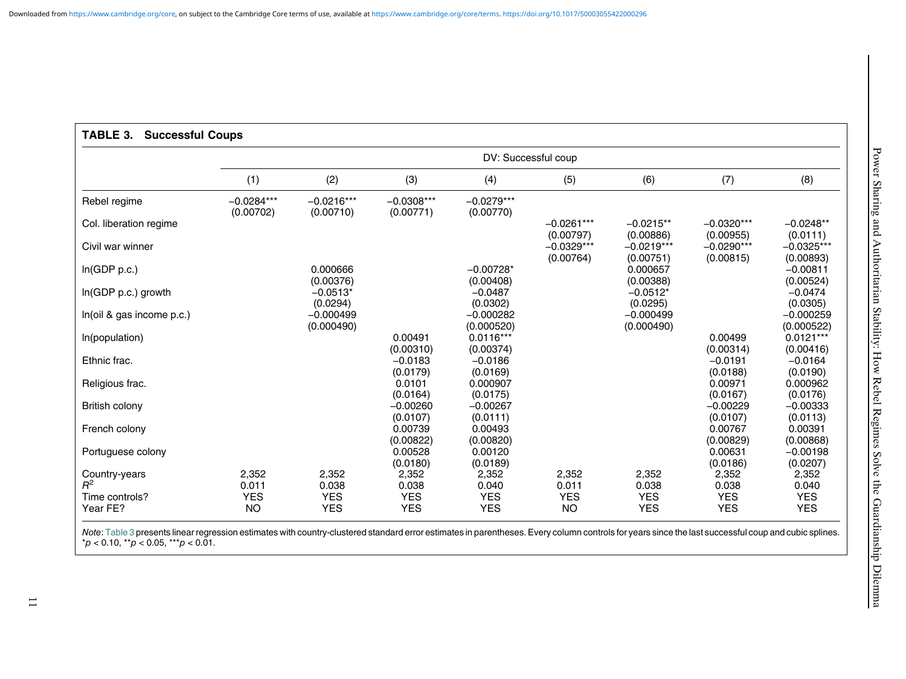**TABLE 3. Successful Coups**

| | DV: Successful coup | | | | | | | |
|---|---|---|---|---|---|---|---|---|
| | (1) | (2) | (3) | (4) | (5) | (6) | (7) | (8) |
| Rebel regime | −0.0284*** | −0.0216*** | −0.0308*** | −0.0279*** | | | | |
| | (0.00702) | (0.00710) | (0.00771) | (0.00770) | | | | |
| Col. liberation regime | | | | | −0.0261*** | −0.0215** | −0.0320*** | −0.0248** |
| | | | | | (0.00797) | (0.00886) | (0.00955) | (0.0111) |
| Civil war winner | | | | | −0.0329*** | −0.0219*** | −0.0290*** | −0.0325*** |
| | | | | | (0.00764) | (0.00751) | (0.00815) | (0.00893) |
| ln(GDP p.c.) | | 0.000666 | | −0.00728* | | 0.000657 | | −0.00811 |
| | | (0.00376) | | (0.00408) | | (0.00388) | | (0.00524) |
| ln(GDP p.c.) growth | | −0.0513* | | −0.0487 | | −0.0512* | | −0.0474 |
| | | (0.0294) | | (0.0302) | | (0.0295) | | (0.0305) |
| ln(oil & gas income p.c.) | | −0.000499 | | −0.000282 | | −0.000499 | | −0.000259 |
| | | (0.000490) | | (0.000520) | | (0.000490) | | (0.000522) |
| ln(population) | | | 0.00491 | 0.0116*** | | | 0.00499 | 0.0121*** |
| | | | (0.00310) | (0.00374) | | | (0.00314) | (0.00416) |
| Ethnic frac. | | | −0.0183 | −0.0186 | | | −0.0191 | −0.0164 |
| | | | (0.0179) | (0.0169) | | | (0.0188) | (0.0190) |
| Religious frac. | | | 0.0101 | 0.000907 | | | 0.00971 | 0.000962 |
| | | | (0.0164) | (0.0175) | | | (0.0167) | (0.0176) |
| British colony | | | −0.00260 | −0.00267 | | | −0.00229 | −0.00333 |
| | | | (0.0107) | (0.0111) | | | (0.0107) | (0.0113) |
| French colony | | | 0.00739 | 0.00493 | | | 0.00767 | 0.00391 |
| | | | (0.00822) | (0.00820) | | | (0.00829) | (0.00868) |
| Portuguese colony | | | 0.00528 | 0.00120 | | | 0.00631 | −0.00198 |
| | | | (0.0180) | (0.0189) | | | (0.0186) | (0.0207) |
| Country-years | 2,352 | 2,352 | 2,352 | 2,352 | 2,352 | 2,352 | 2,352 | 2,352 |
| $R^2$ | 0.011 | 0.038 | 0.038 | 0.040 | 0.011 | 0.038 | 0.038 | 0.040 |
| Time controls? | YES | YES | YES | YES | YES | YES | YES | YES |
| Year FE? | NO | YES | YES | YES | NO | YES | YES | YES |

*Note*: Table 3 presents linear regression estimates with country-clustered standard error estimates in parentheses. Every column controls for years since the last successful coup and cubic splines. *$p < 0.10$, **$p < 0.05$, ***$p < 0.01$.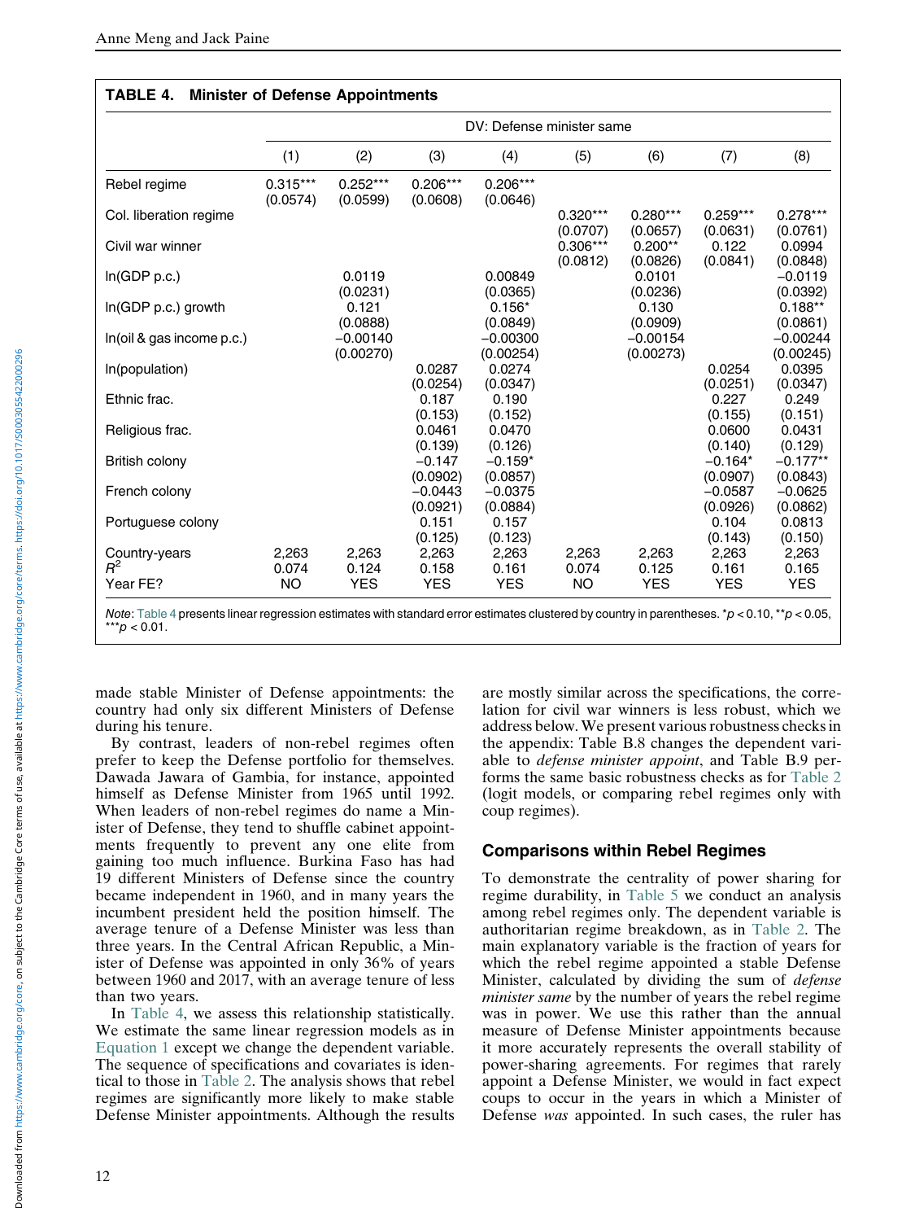**TABLE 4. Minister of Defense Appointments**

| | DV: Defense minister same | | | | | | | |
|---|---|---|---|---|---|---|---|---|
| | (1) | (2) | (3) | (4) | (5) | (6) | (7) | (8) |
| Rebel regime | 0.315*** | 0.252*** | 0.206*** | 0.206*** | | | | |
| | (0.0574) | (0.0599) | (0.0608) | (0.0646) | | | | |
| Col. liberation regime | | | | | 0.320*** | 0.280*** | 0.259*** | 0.278*** |
| | | | | | (0.0707) | (0.0657) | (0.0631) | (0.0761) |
| Civil war winner | | | | | 0.306*** | 0.200** | 0.122 | 0.0994 |
| | | | | | (0.0812) | (0.0826) | (0.0841) | (0.0848) |
| ln(GDP p.c.) | | 0.0119 | | 0.00849 | | 0.0101 | | −0.0119 |
| | | (0.0231) | | (0.0365) | | (0.0236) | | (0.0392) |
| ln(GDP p.c.) growth | | 0.121 | | 0.156* | | 0.130 | | 0.188** |
| | | (0.0888) | | (0.0849) | | (0.0909) | | (0.0861) |
| ln(oil & gas income p.c.) | | −0.00140 | | −0.00300 | | −0.00154 | | −0.00244 |
| | | (0.00270) | | (0.00254) | | (0.00273) | | (0.00245) |
| ln(population) | | | 0.0287 | 0.0274 | | | 0.0254 | 0.0395 |
| | | | (0.0254) | (0.0347) | | | (0.0251) | (0.0347) |
| Ethnic frac. | | | 0.187 | 0.190 | | | 0.227 | 0.249 |
| | | | (0.153) | (0.152) | | | (0.155) | (0.151) |
| Religious frac. | | | 0.0461 | 0.0470 | | | 0.0600 | 0.0431 |
| | | | (0.139) | (0.126) | | | (0.140) | (0.129) |
| British colony | | | −0.147 | −0.159* | | | −0.164* | −0.177** |
| | | | (0.0902) | (0.0857) | | | (0.0907) | (0.0843) |
| French colony | | | −0.0443 | −0.0375 | | | −0.0587 | −0.0625 |
| | | | (0.0921) | (0.0884) | | | (0.0926) | (0.0862) |
| Portuguese colony | | | 0.151 | 0.157 | | | 0.104 | 0.0813 |
| | | | (0.125) | (0.123) | | | (0.143) | (0.150) |
| Country-years | 2,263 | 2,263 | 2,263 | 2,263 | 2,263 | 2,263 | 2,263 | 2,263 |
| $R^2$ | 0.074 | 0.124 | 0.158 | 0.161 | 0.074 | 0.125 | 0.161 | 0.165 |
| Year FE? | NO | YES | YES | YES | NO | YES | YES | YES |

*Note*: Table 4 presents linear regression estimates with standard error estimates clustered by country in parentheses. *$p < 0.10$, **$p < 0.05$, ***$p < 0.01$.

made stable Minister of Defense appointments: the country had only six different Ministers of Defense during his tenure.

By contrast, leaders of non-rebel regimes often prefer to keep the Defense portfolio for themselves. Dawada Jawara of Gambia, for instance, appointed himself as Defense Minister from 1965 until 1992. When leaders of non-rebel regimes do name a Minister of Defense, they tend to shuffle cabinet appointments frequently to prevent any one elite from gaining too much influence. Burkina Faso has had 19 different Ministers of Defense since the country became independent in 1960, and in many years the incumbent president held the position himself. The average tenure of a Defense Minister was less than three years. In the Central African Republic, a Minister of Defense was appointed in only 36% of years between 1960 and 2017, with an average tenure of less than two years.

In Table 4, we assess this relationship statistically. We estimate the same linear regression models as in Equation 1 except we change the dependent variable. The sequence of specifications and covariates is identical to those in Table 2. The analysis shows that rebel regimes are significantly more likely to make stable Defense Minister appointments. Although the results are mostly similar across the specifications, the correlation for civil war winners is less robust, which we address below. We present various robustness checks in the appendix: Table B.8 changes the dependent variable to *defense minister appoint*, and Table B.9 performs the same basic robustness checks as for Table 2 (logit models, or comparing rebel regimes only with coup regimes).

## Comparisons within Rebel Regimes

To demonstrate the centrality of power sharing for regime durability, in Table 5 we conduct an analysis among rebel regimes only. The dependent variable is authoritarian regime breakdown, as in Table 2. The main explanatory variable is the fraction of years for which the rebel regime appointed a stable Defense Minister, calculated by dividing the sum of *defense minister same* by the number of years the rebel regime was in power. We use this rather than the annual measure of Defense Minister appointments because it more accurately represents the overall stability of power-sharing agreements. For regimes that rarely appoint a Defense Minister, we would in fact expect coups to occur in the years in which a Minister of Defense *was* appointed. In such cases, the ruler has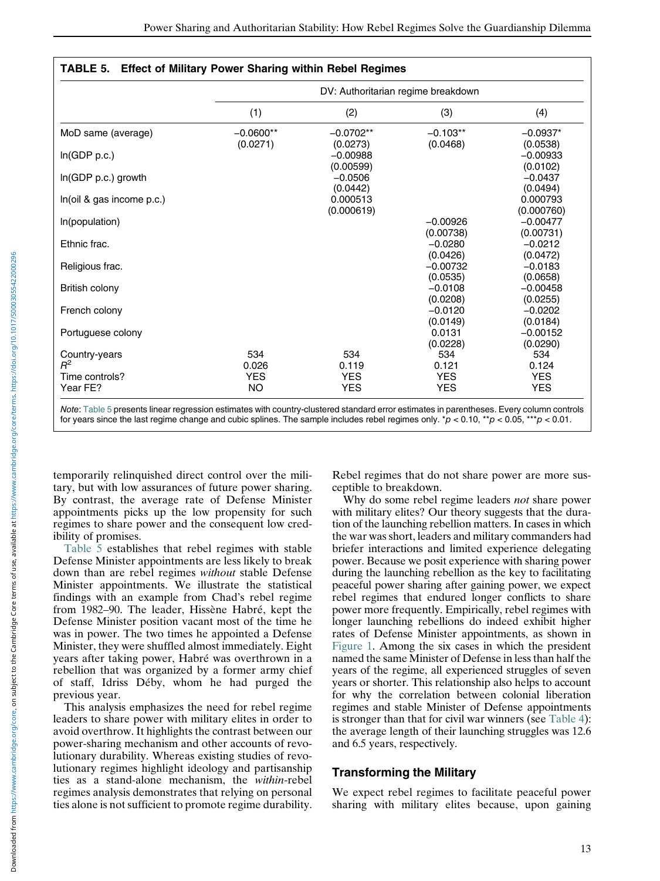**TABLE 5. Effect of Military Power Sharing within Rebel Regimes**

| | DV: Authoritarian regime breakdown | | | |
|---|---|---|---|---|
| | (1) | (2) | (3) | (4) |
| MoD same (average) | −0.0600** | −0.0702** | −0.103** | −0.0937* |
| | (0.0271) | (0.0273) | (0.0468) | (0.0538) |
| ln(GDP p.c.) | | −0.00988 | | −0.00933 |
| | | (0.00599) | | (0.0102) |
| ln(GDP p.c.) growth | | −0.0506 | | −0.0437 |
| | | (0.0442) | | (0.0494) |
| ln(oil & gas income p.c.) | | 0.000513 | | 0.000793 |
| | | (0.000619) | | (0.000760) |
| ln(population) | | | −0.00926 | −0.00477 |
| | | | (0.00738) | (0.00731) |
| Ethnic frac. | | | −0.0280 | −0.0212 |
| | | | (0.0426) | (0.0472) |
| Religious frac. | | | −0.00732 | −0.0183 |
| | | | (0.0535) | (0.0658) |
| British colony | | | −0.0108 | −0.00458 |
| | | | (0.0208) | (0.0255) |
| French colony | | | −0.0120 | −0.0202 |
| | | | (0.0149) | (0.0184) |
| Portuguese colony | | | 0.0131 | −0.00152 |
| | | | (0.0228) | (0.0290) |
| Country-years | 534 | 534 | 534 | 534 |
| $R^2$ | 0.026 | 0.119 | 0.121 | 0.124 |
| Time controls? | YES | YES | YES | YES |
| Year FE? | NO | YES | YES | YES |

*Note*: Table 5 presents linear regression estimates with country-clustered standard error estimates in parentheses. Every column controls for years since the last regime change and cubic splines. The sample includes rebel regimes only. *$p < 0.10$, **$p < 0.05$, ***$p < 0.01$.

temporarily relinquished direct control over the military, but with low assurances of future power sharing. By contrast, the average rate of Defense Minister appointments picks up the low propensity for such regimes to share power and the consequent low credibility of promises.

Table 5 establishes that rebel regimes with stable Defense Minister appointments are less likely to break down than are rebel regimes *without* stable Defense Minister appointments. We illustrate the statistical findings with an example from Chad's rebel regime from 1982–90. The leader, Hissène Habré, kept the Defense Minister position vacant most of the time he was in power. The two times he appointed a Defense Minister, they were shuffled almost immediately. Eight years after taking power, Habré was overthrown in a rebellion that was organized by a former army chief of staff, Idriss Déby, whom he had purged the previous year.

This analysis emphasizes the need for rebel regime leaders to share power with military elites in order to avoid overthrow. It highlights the contrast between our power-sharing mechanism and other accounts of revolutionary durability. Whereas existing studies of revolutionary regimes highlight ideology and partisanship ties as a stand-alone mechanism, the *within*-rebel regimes analysis demonstrates that relying on personal ties alone is not sufficient to promote regime durability. Rebel regimes that do not share power are more susceptible to breakdown.

Why do some rebel regime leaders *not* share power with military elites? Our theory suggests that the duration of the launching rebellion matters. In cases in which the war was short, leaders and military commanders had briefer interactions and limited experience delegating power. Because we posit experience with sharing power during the launching rebellion as the key to facilitating peaceful power sharing after gaining power, we expect rebel regimes that endured longer conflicts to share power more frequently. Empirically, rebel regimes with longer launching rebellions do indeed exhibit higher rates of Defense Minister appointments, as shown in Figure 1. Among the six cases in which the president named the same Minister of Defense in less than half the years of the regime, all experienced struggles of seven years or shorter. This relationship also helps to account for why the correlation between colonial liberation regimes and stable Minister of Defense appointments is stronger than that for civil war winners (see Table 4): the average length of their launching struggles was 12.6 and 6.5 years, respectively.

## Transforming the Military

We expect rebel regimes to facilitate peaceful power sharing with military elites because, upon gaining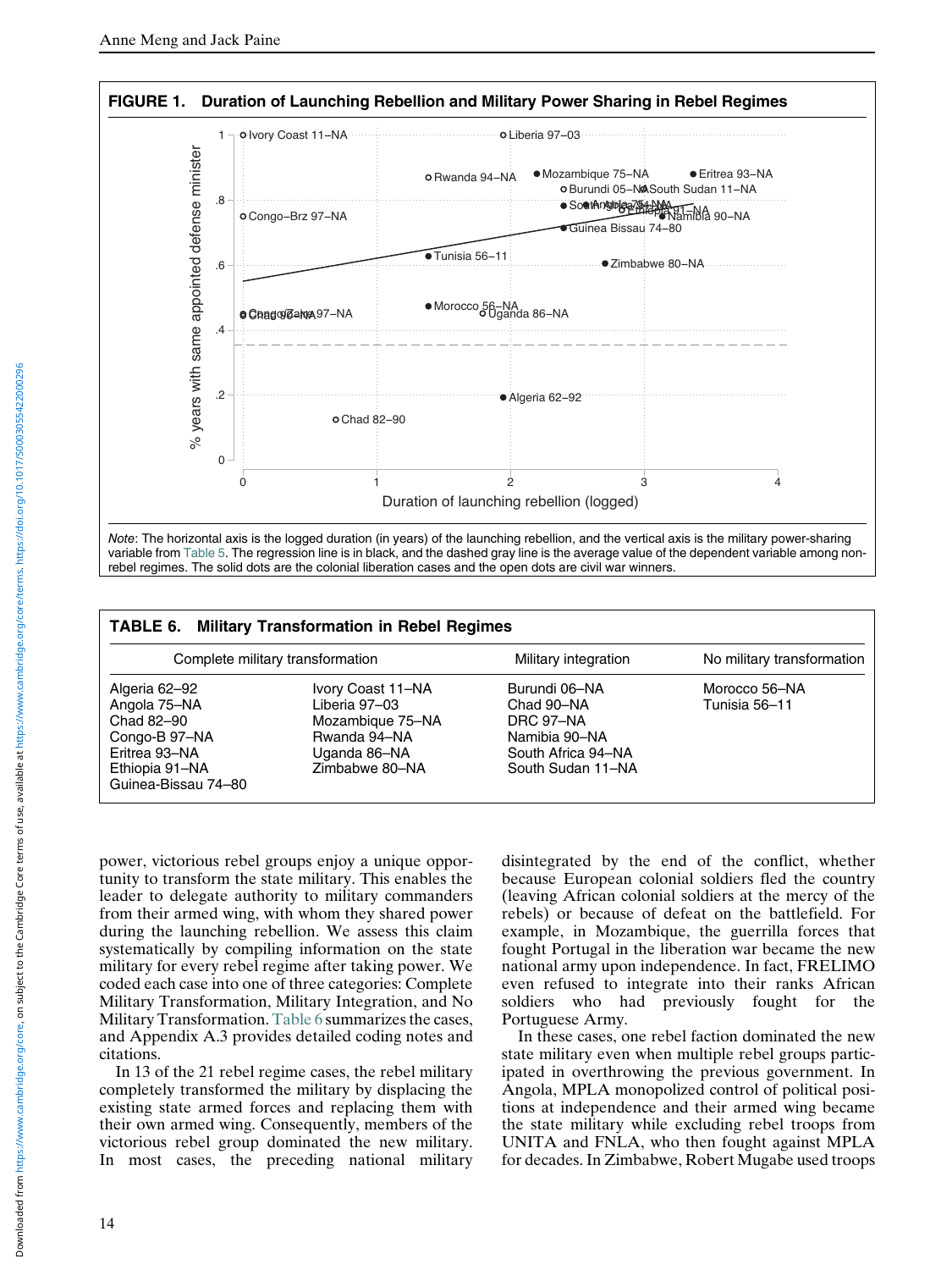**FIGURE 1. Duration of Launching Rebellion and Military Power Sharing in Rebel Regimes**

*Note*: The horizontal axis is the logged duration (in years) of the launching rebellion, and the vertical axis is the military power-sharing variable from Table 5. The regression line is in black, and the dashed gray line is the average value of the dependent variable among non-rebel regimes. The solid dots are the colonial liberation cases and the open dots are civil war winners.

**TABLE 6. Military Transformation in Rebel Regimes**

| Complete military transformation | | Military integration | No military transformation |
|---|---|---|---|
| Algeria 62–92 | Ivory Coast 11–NA | Burundi 06–NA | Morocco 56–NA |
| Angola 75–NA | Liberia 97–03 | Chad 90–NA | Tunisia 56–11 |
| Chad 82–90 | Mozambique 75–NA | DRC 97–NA | |
| Congo-B 97–NA | Rwanda 94–NA | Namibia 90–NA | |
| Eritrea 93–NA | Uganda 86–NA | South Africa 94–NA | |
| Ethiopia 91–NA | Zimbabwe 80–NA | South Sudan 11–NA | |
| Guinea-Bissau 74–80 | | | |

power, victorious rebel groups enjoy a unique opportunity to transform the state military. This enables the leader to delegate authority to military commanders from their armed wing, with whom they shared power during the launching rebellion. We assess this claim systematically by compiling information on the state military for every rebel regime after taking power. We coded each case into one of three categories: Complete Military Transformation, Military Integration, and No Military Transformation. Table 6 summarizes the cases, and Appendix A.3 provides detailed coding notes and citations.

In 13 of the 21 rebel regime cases, the rebel military completely transformed the military by displacing the existing state armed forces and replacing them with their own armed wing. Consequently, members of the victorious rebel group dominated the new military. In most cases, the preceding national military disintegrated by the end of the conflict, whether because European colonial soldiers fled the country (leaving African colonial soldiers at the mercy of the rebels) or because of defeat on the battlefield. For example, in Mozambique, the guerrilla forces that fought Portugal in the liberation war became the new national army upon independence. In fact, FRELIMO even refused to integrate into their ranks African soldiers who had previously fought for the Portuguese Army.

In these cases, one rebel faction dominated the new state military even when multiple rebel groups participated in overthrowing the previous government. In Angola, MPLA monopolized control of political positions at independence and their armed wing became the state military while excluding rebel troops from UNITA and FNLA, who then fought against MPLA for decades. In Zimbabwe, Robert Mugabe used troops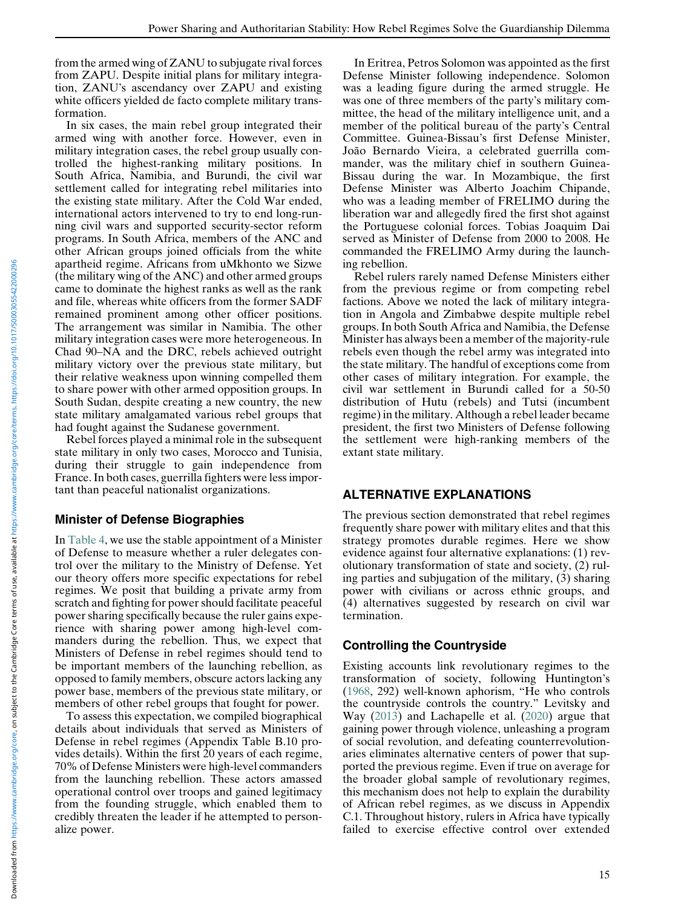from the armed wing of ZANU to subjugate rival forces from ZAPU. Despite initial plans for military integration, ZANU's ascendancy over ZAPU and existing white officers yielded de facto complete military transformation.

In six cases, the main rebel group integrated their armed wing with another force. However, even in military integration cases, the rebel group usually controlled the highest-ranking military positions. In South Africa, Namibia, and Burundi, the civil war settlement called for integrating rebel militaries into the existing state military. After the Cold War ended, international actors intervened to try to end long-running civil wars and supported security-sector reform programs. In South Africa, members of the ANC and other African groups joined officials from the white apartheid regime. Africans from uMkhonto we Sizwe (the military wing of the ANC) and other armed groups came to dominate the highest ranks as well as the rank and file, whereas white officers from the former SADF remained prominent among other officer positions. The arrangement was similar in Namibia. The other military integration cases were more heterogeneous. In Chad 90–NA and the DRC, rebels achieved outright military victory over the previous state military, but their relative weakness upon winning compelled them to share power with other armed opposition groups. In South Sudan, despite creating a new country, the new state military amalgamated various rebel groups that had fought against the Sudanese government.

Rebel forces played a minimal role in the subsequent state military in only two cases, Morocco and Tunisia, during their struggle to gain independence from France. In both cases, guerrilla fighters were less important than peaceful nationalist organizations.

### Minister of Defense Biographies

In Table 4, we use the stable appointment of a Minister of Defense to measure whether a ruler delegates control over the military to the Ministry of Defense. Yet our theory offers more specific expectations for rebel regimes. We posit that building a private army from scratch and fighting for power should facilitate peaceful power sharing specifically because the ruler gains experience with sharing power among high-level commanders during the rebellion. Thus, we expect that Ministers of Defense in rebel regimes should tend to be important members of the launching rebellion, as opposed to family members, obscure actors lacking any power base, members of the previous state military, or members of other rebel groups that fought for power.

To assess this expectation, we compiled biographical details about individuals that served as Ministers of Defense in rebel regimes (Appendix Table B.10 provides details). Within the first 20 years of each regime, 70% of Defense Ministers were high-level commanders from the launching rebellion. These actors amassed operational control over troops and gained legitimacy from the founding struggle, which enabled them to credibly threaten the leader if he attempted to personalize power.

In Eritrea, Petros Solomon was appointed as the first Defense Minister following independence. Solomon was a leading figure during the armed struggle. He was one of three members of the party's military committee, the head of the military intelligence unit, and a member of the political bureau of the party's Central Committee. Guinea-Bissau's first Defense Minister, João Bernardo Vieira, a celebrated guerrilla commander, was the military chief in southern Guinea-Bissau during the war. In Mozambique, the first Defense Minister was Alberto Joachim Chipande, who was a leading member of FRELIMO during the liberation war and allegedly fired the first shot against the Portuguese colonial forces. Tobias Joaquim Dai served as Minister of Defense from 2000 to 2008. He commanded the FRELIMO Army during the launching rebellion.

Rebel rulers rarely named Defense Ministers either from the previous regime or from competing rebel factions. Above we noted the lack of military integration in Angola and Zimbabwe despite multiple rebel groups. In both South Africa and Namibia, the Defense Minister has always been a member of the majority-rule rebels even though the rebel army was integrated into the state military. The handful of exceptions come from other cases of military integration. For example, the civil war settlement in Burundi called for a 50-50 distribution of Hutu (rebels) and Tutsi (incumbent regime) in the military. Although a rebel leader became president, the first two Ministers of Defense following the settlement were high-ranking members of the extant state military.

## ALTERNATIVE EXPLANATIONS

The previous section demonstrated that rebel regimes frequently share power with military elites and that this strategy promotes durable regimes. Here we show evidence against four alternative explanations: (1) revolutionary transformation of state and society, (2) ruling parties and subjugation of the military, (3) sharing power with civilians or across ethnic groups, and (4) alternatives suggested by research on civil war termination.

### Controlling the Countryside

Existing accounts link revolutionary regimes to the transformation of society, following Huntington's (1968, 292) well-known aphorism, "He who controls the countryside controls the country." Levitsky and Way (2013) and Lachapelle et al. (2020) argue that gaining power through violence, unleashing a program of social revolution, and defeating counterrevolutionaries eliminates alternative centers of power that supported the previous regime. Even if true on average for the broader global sample of revolutionary regimes, this mechanism does not help to explain the durability of African rebel regimes, as we discuss in Appendix C.1. Throughout history, rulers in Africa have typically failed to exercise effective control over extended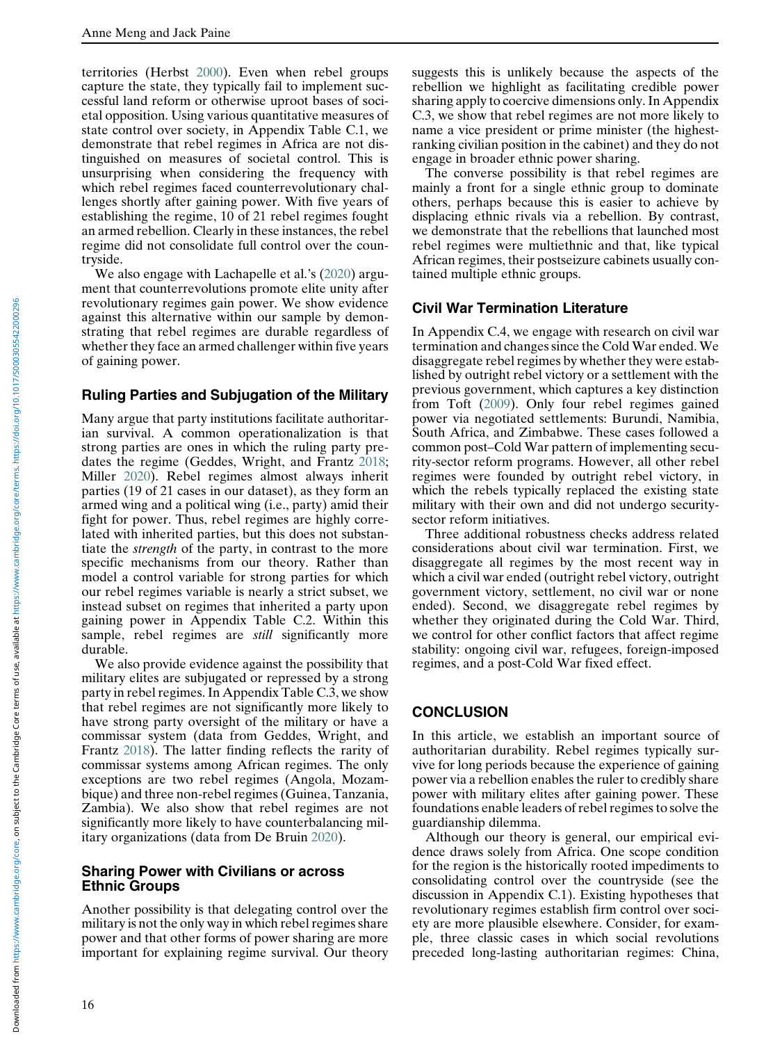territories (Herbst 2000). Even when rebel groups capture the state, they typically fail to implement successful land reform or otherwise uproot bases of societal opposition. Using various quantitative measures of state control over society, in Appendix Table C.1, we demonstrate that rebel regimes in Africa are not distinguished on measures of societal control. This is unsurprising when considering the frequency with which rebel regimes faced counterrevolutionary challenges shortly after gaining power. With five years of establishing the regime, 10 of 21 rebel regimes fought an armed rebellion. Clearly in these instances, the rebel regime did not consolidate full control over the countryside.

We also engage with Lachapelle et al.'s (2020) argument that counterrevolutions promote elite unity after revolutionary regimes gain power. We show evidence against this alternative within our sample by demonstrating that rebel regimes are durable regardless of whether they face an armed challenger within five years of gaining power.

### Ruling Parties and Subjugation of the Military

Many argue that party institutions facilitate authoritarian survival. A common operationalization is that strong parties are ones in which the ruling party predates the regime (Geddes, Wright, and Frantz 2018; Miller 2020). Rebel regimes almost always inherit parties (19 of 21 cases in our dataset), as they form an armed wing and a political wing (i.e., party) amid their fight for power. Thus, rebel regimes are highly correlated with inherited parties, but this does not substantiate the *strength* of the party, in contrast to the more specific mechanisms from our theory. Rather than model a control variable for strong parties for which our rebel regimes variable is nearly a strict subset, we instead subset on regimes that inherited a party upon gaining power in Appendix Table C.2. Within this sample, rebel regimes are *still* significantly more durable.

We also provide evidence against the possibility that military elites are subjugated or repressed by a strong party in rebel regimes. In Appendix Table C.3, we show that rebel regimes are not significantly more likely to have strong party oversight of the military or have a commissar system (data from Geddes, Wright, and Frantz 2018). The latter finding reflects the rarity of commissar systems among African regimes. The only exceptions are two rebel regimes (Angola, Mozambique) and three non-rebel regimes (Guinea, Tanzania, Zambia). We also show that rebel regimes are not significantly more likely to have counterbalancing military organizations (data from De Bruin 2020).

### Sharing Power with Civilians or across Ethnic Groups

Another possibility is that delegating control over the military is not the only way in which rebel regimes share power and that other forms of power sharing are more important for explaining regime survival. Our theory suggests this is unlikely because the aspects of the rebellion we highlight as facilitating credible power sharing apply to coercive dimensions only. In Appendix C.3, we show that rebel regimes are not more likely to name a vice president or prime minister (the highest-ranking civilian position in the cabinet) and they do not engage in broader ethnic power sharing.

The converse possibility is that rebel regimes are mainly a front for a single ethnic group to dominate others, perhaps because this is easier to achieve by displacing ethnic rivals via a rebellion. By contrast, we demonstrate that the rebellions that launched most rebel regimes were multiethnic and that, like typical African regimes, their postseizure cabinets usually contained multiple ethnic groups.

### Civil War Termination Literature

In Appendix C.4, we engage with research on civil war termination and changes since the Cold War ended. We disaggregate rebel regimes by whether they were established by outright rebel victory or a settlement with the previous government, which captures a key distinction from Toft (2009). Only four rebel regimes gained power via negotiated settlements: Burundi, Namibia, South Africa, and Zimbabwe. These cases followed a common post–Cold War pattern of implementing security-sector reform programs. However, all other rebel regimes were founded by outright rebel victory, in which the rebels typically replaced the existing state military with their own and did not undergo security-sector reform initiatives.

Three additional robustness checks address related considerations about civil war termination. First, we disaggregate all regimes by the most recent way in which a civil war ended (outright rebel victory, outright government victory, settlement, no civil war or none ended). Second, we disaggregate rebel regimes by whether they originated during the Cold War. Third, we control for other conflict factors that affect regime stability: ongoing civil war, refugees, foreign-imposed regimes, and a post-Cold War fixed effect.

## CONCLUSION

In this article, we establish an important source of authoritarian durability. Rebel regimes typically survive for long periods because the experience of gaining power via a rebellion enables the ruler to credibly share power with military elites after gaining power. These foundations enable leaders of rebel regimes to solve the guardianship dilemma.

Although our theory is general, our empirical evidence draws solely from Africa. One scope condition for the region is the historically rooted impediments to consolidating control over the countryside (see the discussion in Appendix C.1). Existing hypotheses that revolutionary regimes establish firm control over society are more plausible elsewhere. Consider, for example, three classic cases in which social revolutions preceded long-lasting authoritarian regimes: China,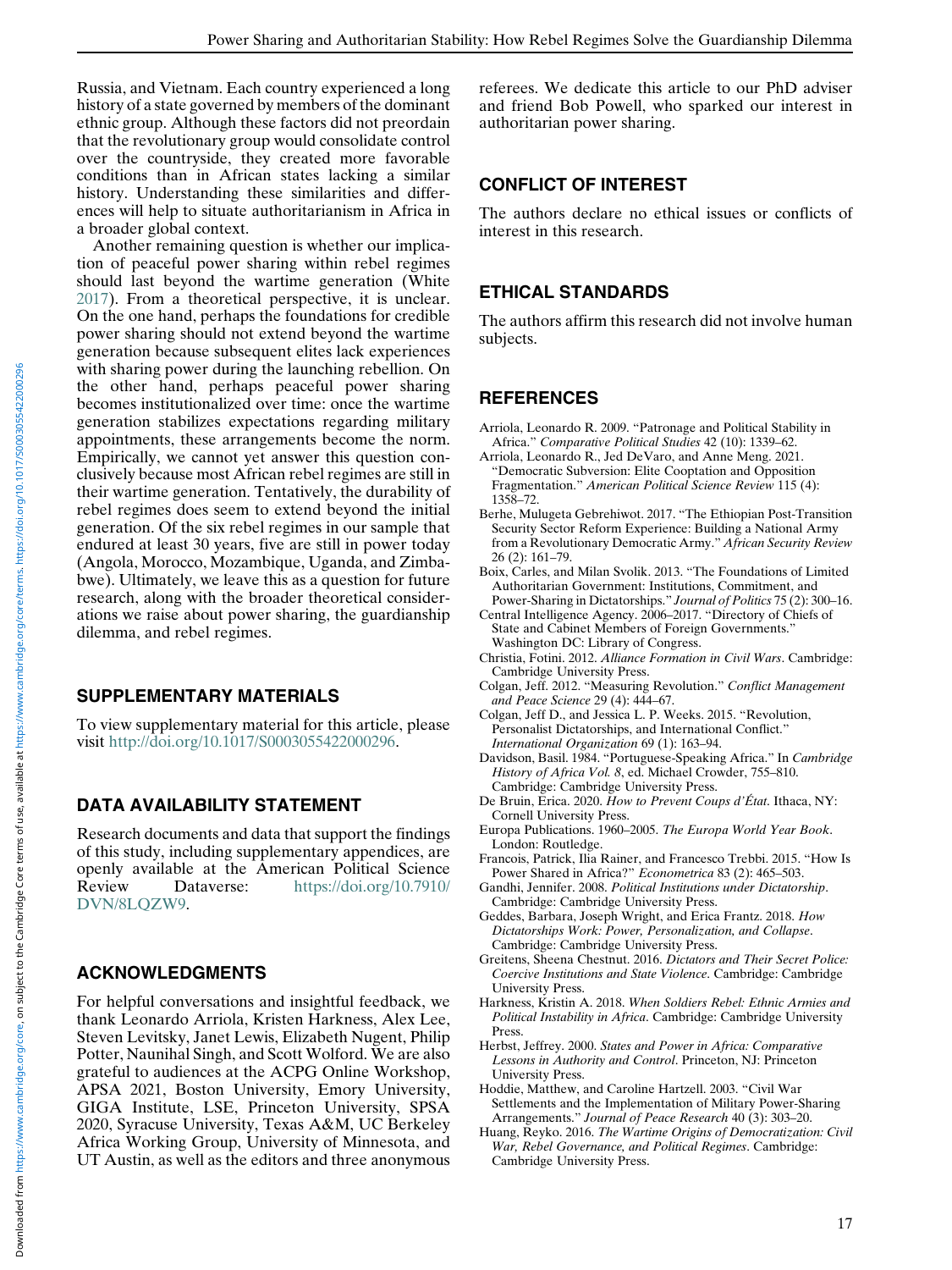Russia, and Vietnam. Each country experienced a long history of a state governed by members of the dominant ethnic group. Although these factors did not preordain that the revolutionary group would consolidate control over the countryside, they created more favorable conditions than in African states lacking a similar history. Understanding these similarities and differences will help to situate authoritarianism in Africa in a broader global context.

Another remaining question is whether our implication of peaceful power sharing within rebel regimes should last beyond the wartime generation (White 2017). From a theoretical perspective, it is unclear. On the one hand, perhaps the foundations for credible power sharing should not extend beyond the wartime generation because subsequent elites lack experiences with sharing power during the launching rebellion. On the other hand, perhaps peaceful power sharing becomes institutionalized over time: once the wartime generation stabilizes expectations regarding military appointments, these arrangements become the norm. Empirically, we cannot yet answer this question conclusively because most African rebel regimes are still in their wartime generation. Tentatively, the durability of rebel regimes does seem to extend beyond the initial generation. Of the six rebel regimes in our sample that endured at least 30 years, five are still in power today (Angola, Morocco, Mozambique, Uganda, and Zimbabwe). Ultimately, we leave this as a question for future research, along with the broader theoretical considerations we raise about power sharing, the guardianship dilemma, and rebel regimes.

## SUPPLEMENTARY MATERIALS

To view supplementary material for this article, please visit http://doi.org/10.1017/S0003055422000296.

## DATA AVAILABILITY STATEMENT

Research documents and data that support the findings of this study, including supplementary appendices, are openly available at the American Political Science Review Dataverse: https://doi.org/10.7910/DVN/8LQZW9.

## ACKNOWLEDGMENTS

For helpful conversations and insightful feedback, we thank Leonardo Arriola, Kristen Harkness, Alex Lee, Steven Levitsky, Janet Lewis, Elizabeth Nugent, Philip Potter, Naunihal Singh, and Scott Wolford. We are also grateful to audiences at the ACPG Online Workshop, APSA 2021, Boston University, Emory University, GIGA Institute, LSE, Princeton University, SPSA 2020, Syracuse University, Texas A&M, UC Berkeley Africa Working Group, University of Minnesota, and UT Austin, as well as the editors and three anonymous referees. We dedicate this article to our PhD adviser and friend Bob Powell, who sparked our interest in authoritarian power sharing.

## CONFLICT OF INTEREST

The authors declare no ethical issues or conflicts of interest in this research.

## ETHICAL STANDARDS

The authors affirm this research did not involve human subjects.

## REFERENCES

Arriola, Leonardo R. 2009. "Patronage and Political Stability in Africa." *Comparative Political Studies* 42 (10): 1339–62.

Arriola, Leonardo R., Jed DeVaro, and Anne Meng. 2021. "Democratic Subversion: Elite Cooptation and Opposition Fragmentation." *American Political Science Review* 115 (4): 1358–72.

Berhe, Mulugeta Gebrehiwot. 2017. "The Ethiopian Post-Transition Security Sector Reform Experience: Building a National Army from a Revolutionary Democratic Army." *African Security Review* 26 (2): 161–79.

Boix, Carles, and Milan Svolik. 2013. "The Foundations of Limited Authoritarian Government: Institutions, Commitment, and Power-Sharing in Dictatorships." *Journal of Politics* 75 (2): 300–16.

Central Intelligence Agency. 2006–2017. "Directory of Chiefs of State and Cabinet Members of Foreign Governments." Washington DC: Library of Congress.

Christia, Fotini. 2012. *Alliance Formation in Civil Wars*. Cambridge: Cambridge University Press.

Colgan, Jeff. 2012. "Measuring Revolution." *Conflict Management and Peace Science* 29 (4): 444–67.

Colgan, Jeff D., and Jessica L. P. Weeks. 2015. "Revolution, Personalist Dictatorships, and International Conflict." *International Organization* 69 (1): 163–94.

Davidson, Basil. 1984. "Portuguese-Speaking Africa." In *Cambridge History of Africa Vol. 8*, ed. Michael Crowder, 755–810. Cambridge: Cambridge University Press.

De Bruin, Erica. 2020. *How to Prevent Coups d'État*. Ithaca, NY: Cornell University Press.

Europa Publications. 1960–2005. *The Europa World Year Book*. London: Routledge.

Francois, Patrick, Ilia Rainer, and Francesco Trebbi. 2015. "How Is Power Shared in Africa?" *Econometrica* 83 (2): 465–503.

Gandhi, Jennifer. 2008. *Political Institutions under Dictatorship*. Cambridge: Cambridge University Press.

Geddes, Barbara, Joseph Wright, and Erica Frantz. 2018. *How Dictatorships Work: Power, Personalization, and Collapse*. Cambridge: Cambridge University Press.

Greitens, Sheena Chestnut. 2016. *Dictators and Their Secret Police: Coercive Institutions and State Violence*. Cambridge: Cambridge University Press.

Harkness, Kristin A. 2018. *When Soldiers Rebel: Ethnic Armies and Political Instability in Africa*. Cambridge: Cambridge University Press.

Herbst, Jeffrey. 2000. *States and Power in Africa: Comparative Lessons in Authority and Control*. Princeton, NJ: Princeton University Press.

Hoddie, Matthew, and Caroline Hartzell. 2003. "Civil War Settlements and the Implementation of Military Power-Sharing Arrangements." *Journal of Peace Research* 40 (3): 303–20.

Huang, Reyko. 2016. *The Wartime Origins of Democratization: Civil War, Rebel Governance, and Political Regimes*. Cambridge: Cambridge University Press.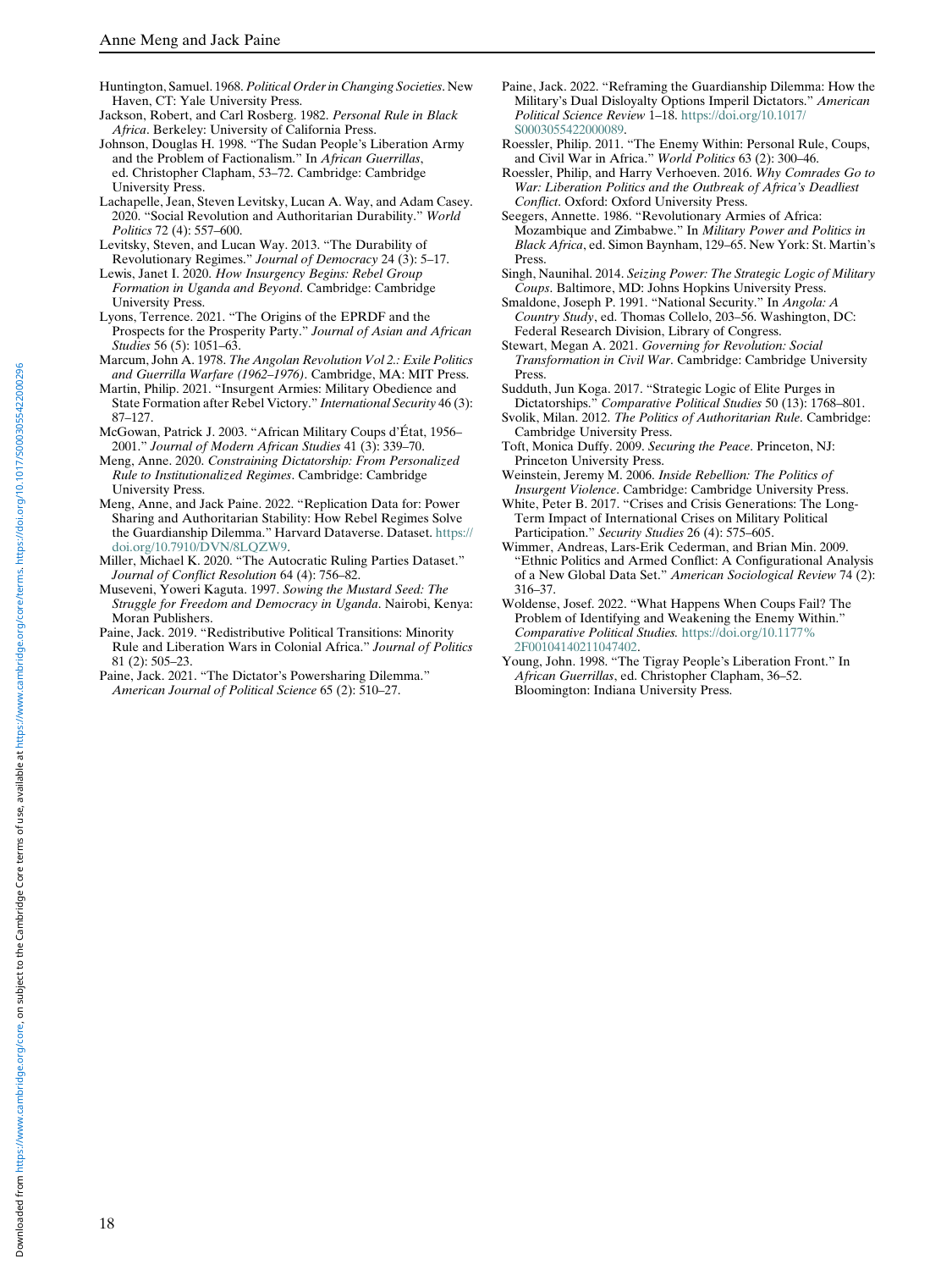Huntington, Samuel. 1968. *Political Order in Changing Societies*. New Haven, CT: Yale University Press.

Jackson, Robert, and Carl Rosberg. 1982. *Personal Rule in Black Africa*. Berkeley: University of California Press.

Johnson, Douglas H. 1998. "The Sudan People's Liberation Army and the Problem of Factionalism." In *African Guerrillas*, ed. Christopher Clapham, 53–72. Cambridge: Cambridge University Press.

Lachapelle, Jean, Steven Levitsky, Lucan A. Way, and Adam Casey. 2020. "Social Revolution and Authoritarian Durability." *World Politics* 72 (4): 557–600.

Levitsky, Steven, and Lucan Way. 2013. "The Durability of Revolutionary Regimes." *Journal of Democracy* 24 (3): 5–17.

Lewis, Janet I. 2020. *How Insurgency Begins: Rebel Group Formation in Uganda and Beyond*. Cambridge: Cambridge University Press.

Lyons, Terrence. 2021. "The Origins of the EPRDF and the Prospects for the Prosperity Party." *Journal of Asian and African Studies* 56 (5): 1051–63.

Marcum, John A. 1978. *The Angolan Revolution Vol 2.: Exile Politics and Guerrilla Warfare (1962–1976)*. Cambridge, MA: MIT Press.

Martin, Philip. 2021. "Insurgent Armies: Military Obedience and State Formation after Rebel Victory." *International Security* 46 (3): 87–127.

McGowan, Patrick J. 2003. "African Military Coups d'État, 1956–2001." *Journal of Modern African Studies* 41 (3): 339–70.

Meng, Anne. 2020. *Constraining Dictatorship: From Personalized Rule to Institutionalized Regimes*. Cambridge: Cambridge University Press.

Meng, Anne, and Jack Paine. 2022. "Replication Data for: Power Sharing and Authoritarian Stability: How Rebel Regimes Solve the Guardianship Dilemma." Harvard Dataverse. Dataset. https://doi.org/10.7910/DVN/8LQZW9.

Miller, Michael K. 2020. "The Autocratic Ruling Parties Dataset." *Journal of Conflict Resolution* 64 (4): 756–82.

Museveni, Yoweri Kaguta. 1997. *Sowing the Mustard Seed: The Struggle for Freedom and Democracy in Uganda*. Nairobi, Kenya: Moran Publishers.

Paine, Jack. 2019. "Redistributive Political Transitions: Minority Rule and Liberation Wars in Colonial Africa." *Journal of Politics* 81 (2): 505–23.

Paine, Jack. 2021. "The Dictator's Powersharing Dilemma." *American Journal of Political Science* 65 (2): 510–27.

Paine, Jack. 2022. "Reframing the Guardianship Dilemma: How the Military's Dual Disloyalty Options Imperil Dictators." *American Political Science Review* 1–18. https://doi.org/10.1017/S0003055422000089.

Roessler, Philip. 2011. "The Enemy Within: Personal Rule, Coups, and Civil War in Africa." *World Politics* 63 (2): 300–46.

Roessler, Philip, and Harry Verhoeven. 2016. *Why Comrades Go to War: Liberation Politics and the Outbreak of Africa's Deadliest Conflict*. Oxford: Oxford University Press.

Seegers, Annette. 1986. "Revolutionary Armies of Africa: Mozambique and Zimbabwe." In *Military Power and Politics in Black Africa*, ed. Simon Baynham, 129–65. New York: St. Martin's Press.

Singh, Naunihal. 2014. *Seizing Power: The Strategic Logic of Military Coups*. Baltimore, MD: Johns Hopkins University Press.

Smaldone, Joseph P. 1991. "National Security." In *Angola: A Country Study*, ed. Thomas Collelo, 203–56. Washington, DC: Federal Research Division, Library of Congress.

Stewart, Megan A. 2021. *Governing for Revolution: Social Transformation in Civil War*. Cambridge: Cambridge University Press.

Sudduth, Jun Koga. 2017. "Strategic Logic of Elite Purges in Dictatorships." *Comparative Political Studies* 50 (13): 1768–801.

Svolik, Milan. 2012. *The Politics of Authoritarian Rule*. Cambridge: Cambridge University Press.

Toft, Monica Duffy. 2009. *Securing the Peace*. Princeton, NJ: Princeton University Press.

Weinstein, Jeremy M. 2006. *Inside Rebellion: The Politics of Insurgent Violence*. Cambridge: Cambridge University Press.

White, Peter B. 2017. "Crises and Crisis Generations: The Long-Term Impact of International Crises on Military Political Participation." *Security Studies* 26 (4): 575–605.

Wimmer, Andreas, Lars-Erik Cederman, and Brian Min. 2009. "Ethnic Politics and Armed Conflict: A Configurational Analysis of a New Global Data Set." *American Sociological Review* 74 (2): 316–37.

Woldense, Josef. 2022. "What Happens When Coups Fail? The Problem of Identifying and Weakening the Enemy Within." *Comparative Political Studies*. https://doi.org/10.1177%2F00104140211047402.

Young, John. 1998. "The Tigray People's Liberation Front." In *African Guerrillas*, ed. Christopher Clapham, 36–52. Bloomington: Indiana University Press.